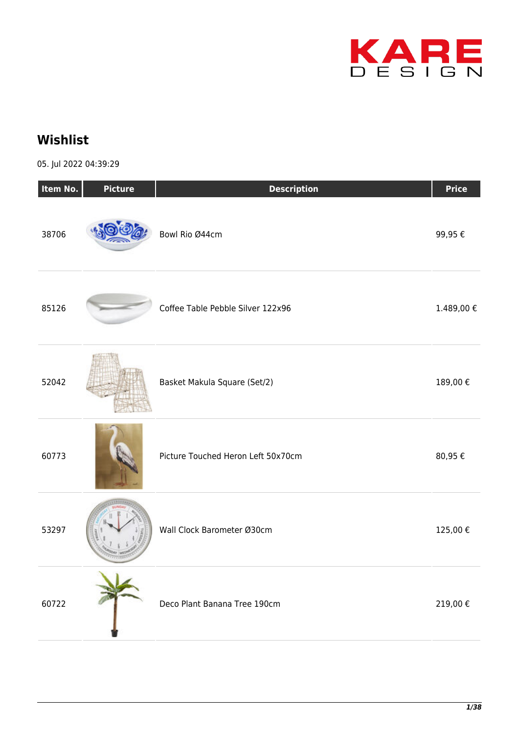KARE DESIGN

# Wishlist

05. Jul 2022 04:39:29

| Item No. | Picture | Description | Price |
| --- | --- | --- | --- |
| 38706 | | Bowl Rio Ø44cm | 99,95 € |
| 85126 | | Coffee Table Pebble Silver 122x96 | 1.489,00 € |
| 52042 | | Basket Makula Square (Set/2) | 189,00 € |
| 60773 | | Picture Touched Heron Left 50x70cm | 80,95 € |
| 53297 | | Wall Clock Barometer Ø30cm | 125,00 € |
| 60722 | | Deco Plant Banana Tree 190cm | 219,00 € |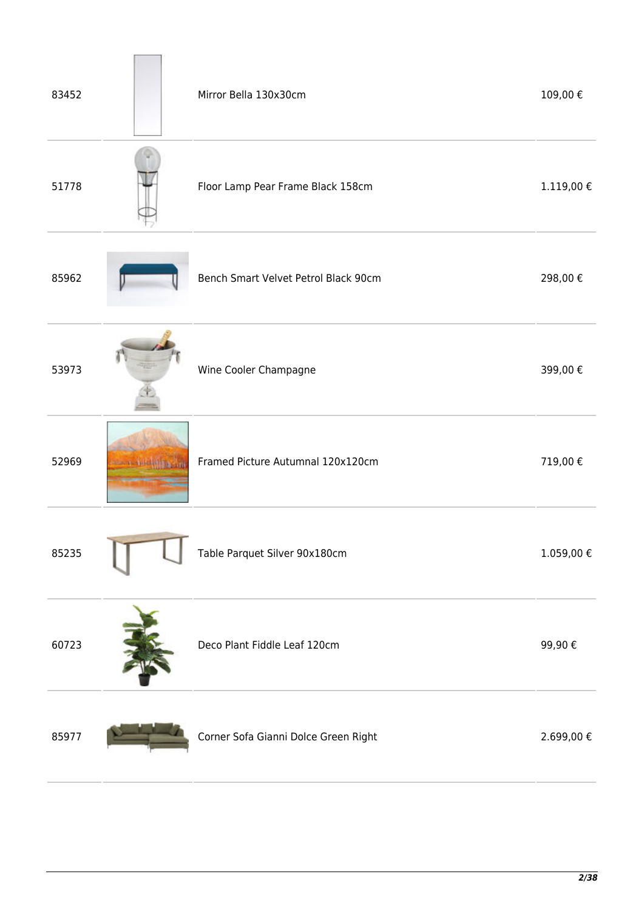| | | | |
|---|---|---|---|
| 83452 | | Mirror Bella 130x30cm | 109,00 € |
| 51778 | | Floor Lamp Pear Frame Black 158cm | 1.119,00 € |
| 85962 | | Bench Smart Velvet Petrol Black 90cm | 298,00 € |
| 53973 | | Wine Cooler Champagne | 399,00 € |
| 52969 | | Framed Picture Autumnal 120x120cm | 719,00 € |
| 85235 | | Table Parquet Silver 90x180cm | 1.059,00 € |
| 60723 | | Deco Plant Fiddle Leaf 120cm | 99,90 € |
| 85977 | | Corner Sofa Gianni Dolce Green Right | 2.699,00 € |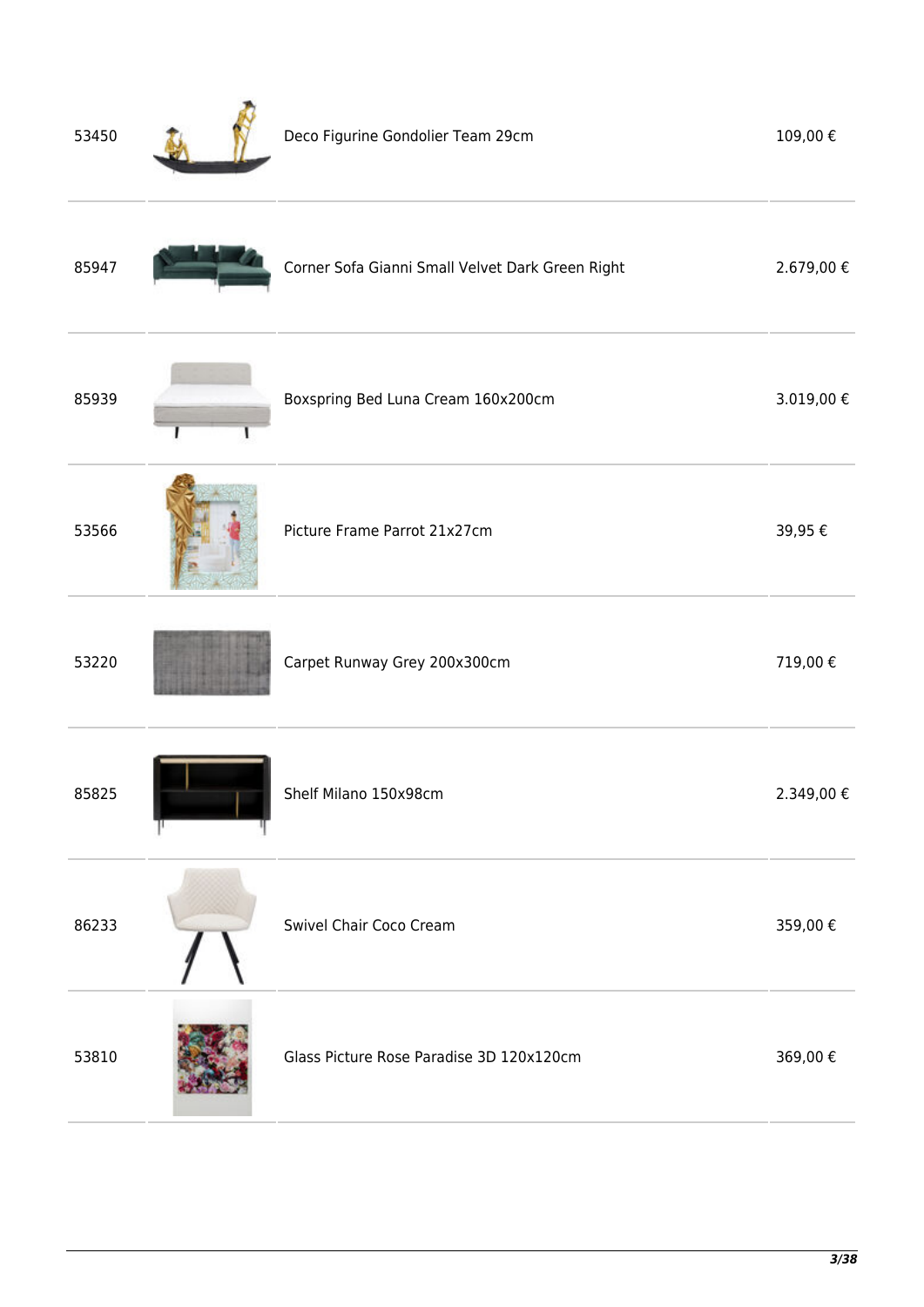| | | | |
|---|---|---|---|
| 53450 | | Deco Figurine Gondolier Team 29cm | 109,00 € |
| 85947 | | Corner Sofa Gianni Small Velvet Dark Green Right | 2.679,00 € |
| 85939 | | Boxspring Bed Luna Cream 160x200cm | 3.019,00 € |
| 53566 | | Picture Frame Parrot 21x27cm | 39,95 € |
| 53220 | | Carpet Runway Grey 200x300cm | 719,00 € |
| 85825 | | Shelf Milano 150x98cm | 2.349,00 € |
| 86233 | | Swivel Chair Coco Cream | 359,00 € |
| 53810 | | Glass Picture Rose Paradise 3D 120x120cm | 369,00 € |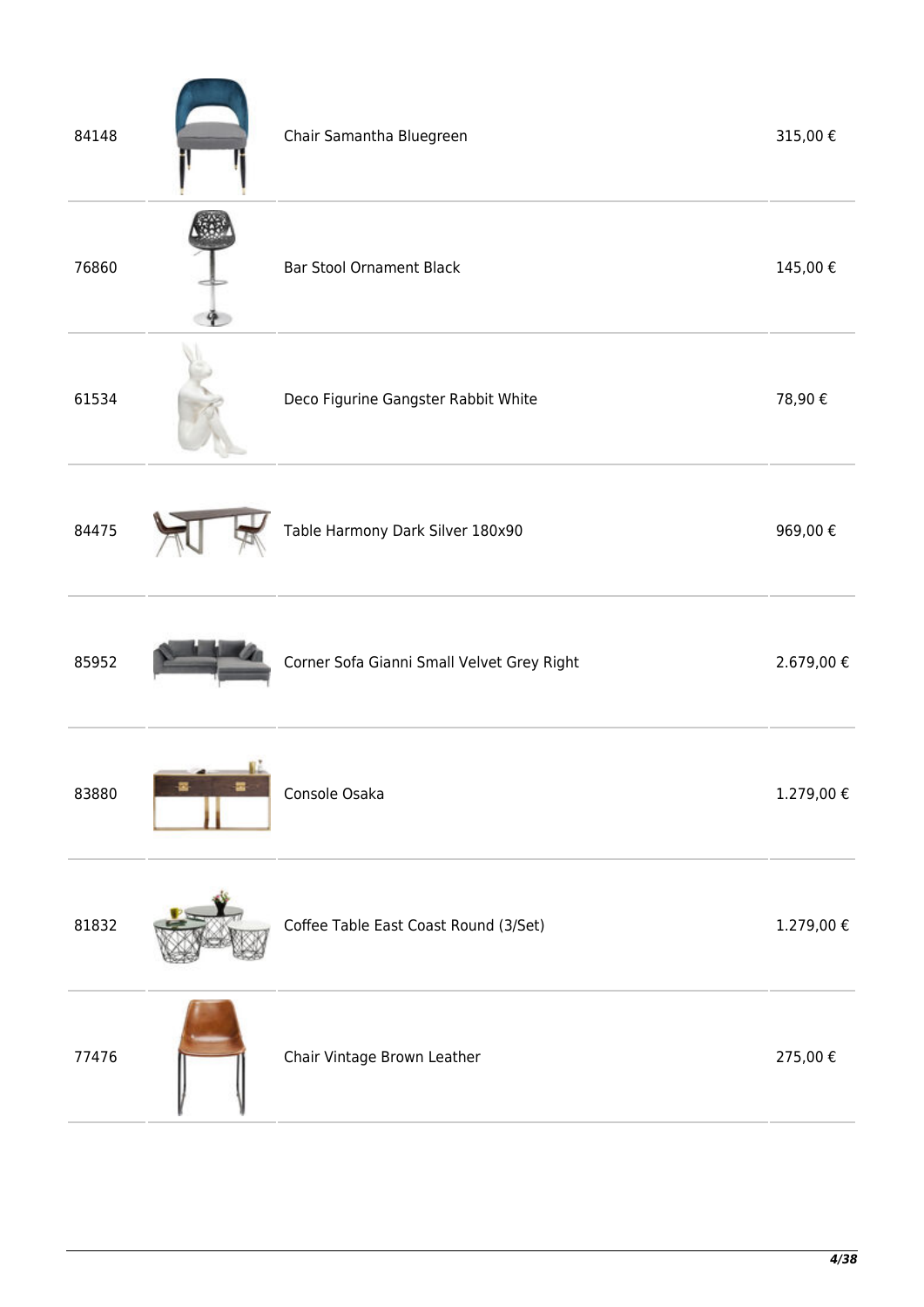| | | | |
|---|---|---|---|
| 84148 | | Chair Samantha Bluegreen | 315,00 € |
| 76860 | | Bar Stool Ornament Black | 145,00 € |
| 61534 | | Deco Figurine Gangster Rabbit White | 78,90 € |
| 84475 | | Table Harmony Dark Silver 180x90 | 969,00 € |
| 85952 | | Corner Sofa Gianni Small Velvet Grey Right | 2.679,00 € |
| 83880 | | Console Osaka | 1.279,00 € |
| 81832 | | Coffee Table East Coast Round (3/Set) | 1.279,00 € |
| 77476 | | Chair Vintage Brown Leather | 275,00 € |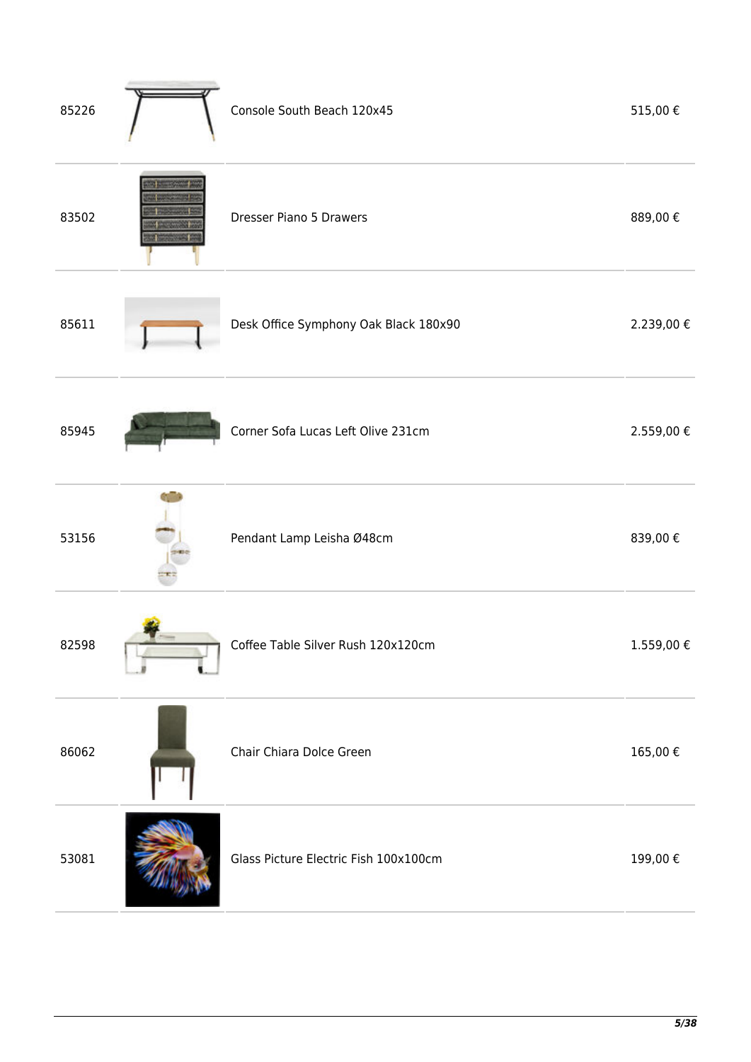| | | | |
|---|---|---|---|
| 85226 | | Console South Beach 120x45 | 515,00 € |
| 83502 | | Dresser Piano 5 Drawers | 889,00 € |
| 85611 | | Desk Office Symphony Oak Black 180x90 | 2.239,00 € |
| 85945 | | Corner Sofa Lucas Left Olive 231cm | 2.559,00 € |
| 53156 | | Pendant Lamp Leisha Ø48cm | 839,00 € |
| 82598 | | Coffee Table Silver Rush 120x120cm | 1.559,00 € |
| 86062 | | Chair Chiara Dolce Green | 165,00 € |
| 53081 | | Glass Picture Electric Fish 100x100cm | 199,00 € |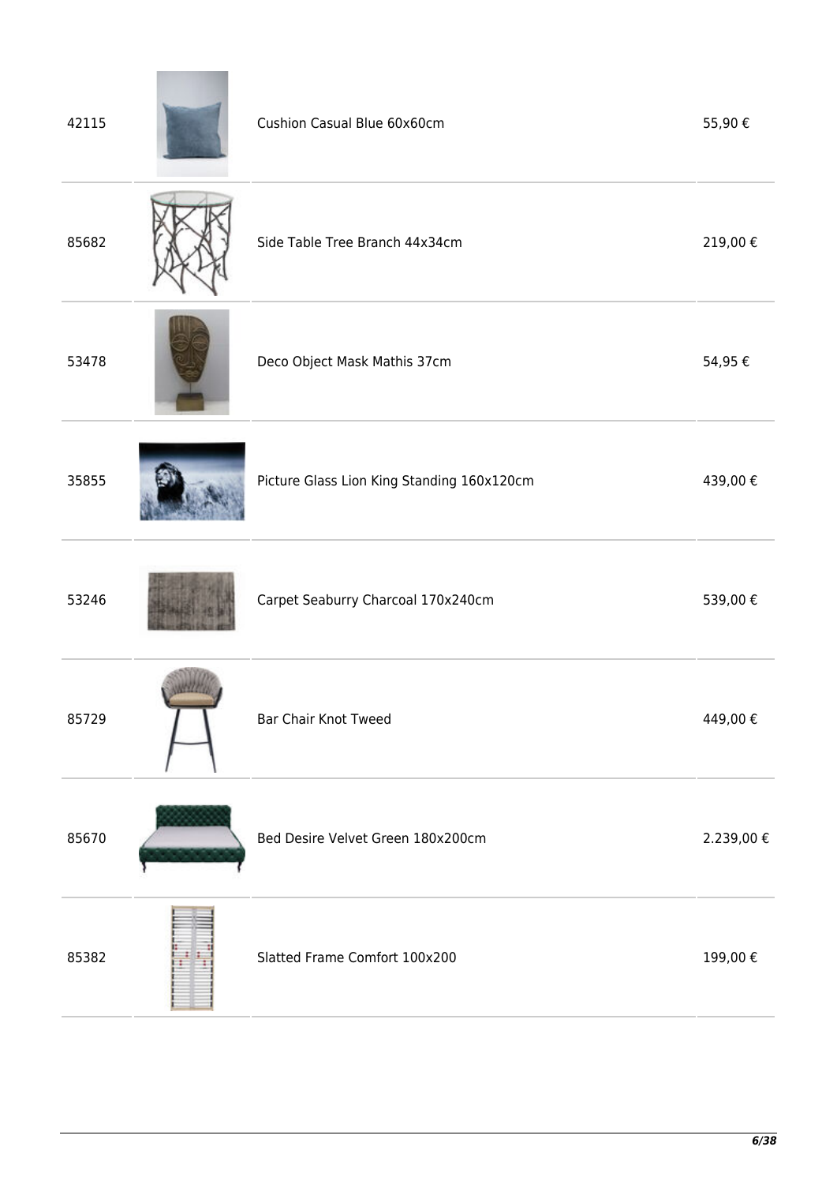| | | | |
|---|---|---|---|
| 42115 | | Cushion Casual Blue 60x60cm | 55,90 € |
| 85682 | | Side Table Tree Branch 44x34cm | 219,00 € |
| 53478 | | Deco Object Mask Mathis 37cm | 54,95 € |
| 35855 | | Picture Glass Lion King Standing 160x120cm | 439,00 € |
| 53246 | | Carpet Seaburry Charcoal 170x240cm | 539,00 € |
| 85729 | | Bar Chair Knot Tweed | 449,00 € |
| 85670 | | Bed Desire Velvet Green 180x200cm | 2.239,00 € |
| 85382 | | Slatted Frame Comfort 100x200 | 199,00 € |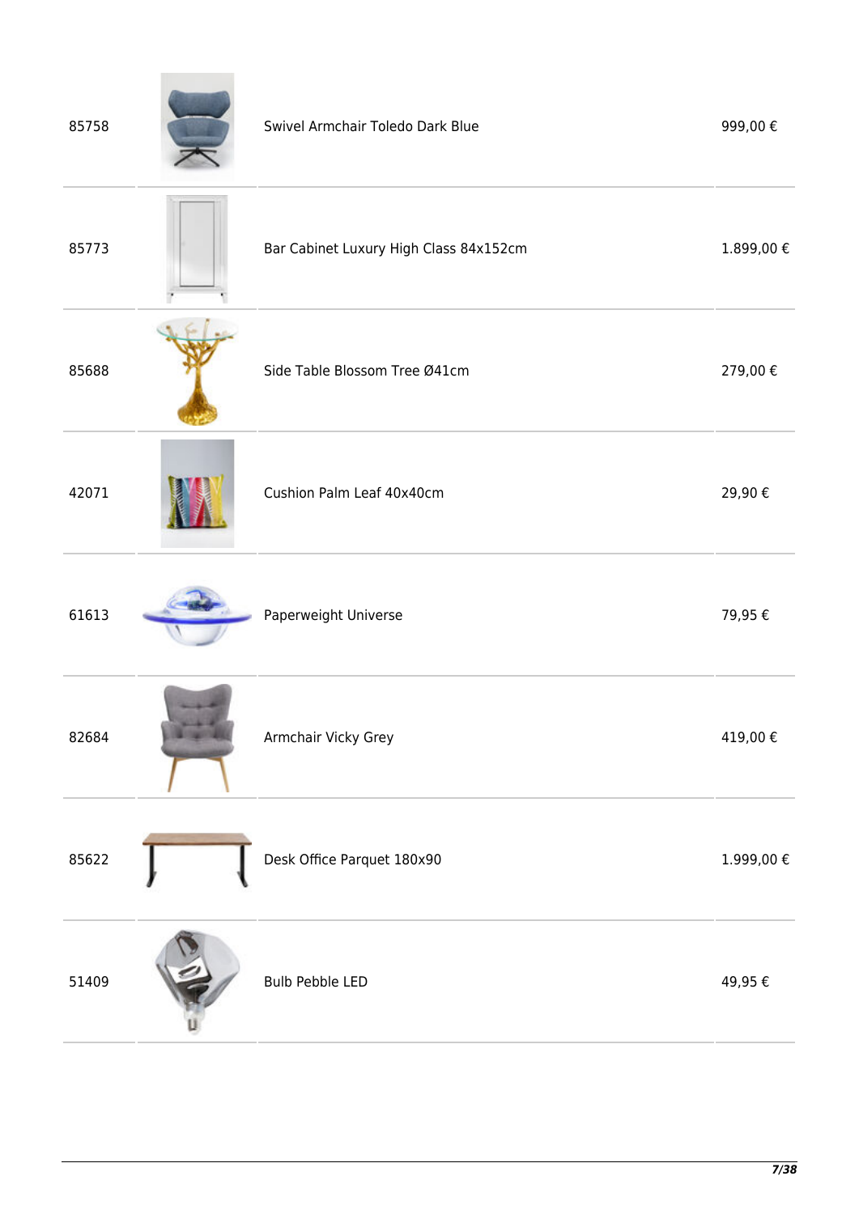| | | | |
|---|---|---|---|
| 85758 | | Swivel Armchair Toledo Dark Blue | 999,00 € |
| 85773 | | Bar Cabinet Luxury High Class 84x152cm | 1.899,00 € |
| 85688 | | Side Table Blossom Tree Ø41cm | 279,00 € |
| 42071 | | Cushion Palm Leaf 40x40cm | 29,90 € |
| 61613 | | Paperweight Universe | 79,95 € |
| 82684 | | Armchair Vicky Grey | 419,00 € |
| 85622 | | Desk Office Parquet 180x90 | 1.999,00 € |
| 51409 | | Bulb Pebble LED | 49,95 € |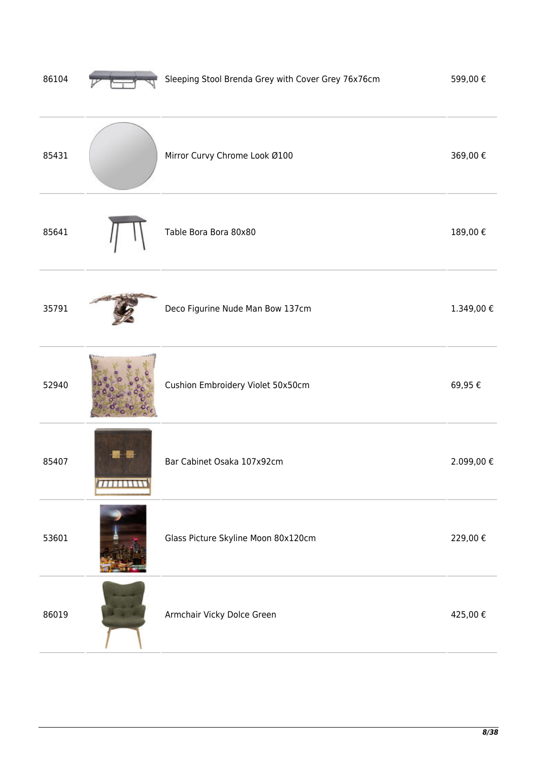| | | | |
|---|---|---|---|
| 86104 | | Sleeping Stool Brenda Grey with Cover Grey 76x76cm | 599,00 € |
| 85431 | | Mirror Curvy Chrome Look Ø100 | 369,00 € |
| 85641 | | Table Bora Bora 80x80 | 189,00 € |
| 35791 | | Deco Figurine Nude Man Bow 137cm | 1.349,00 € |
| 52940 | | Cushion Embroidery Violet 50x50cm | 69,95 € |
| 85407 | | Bar Cabinet Osaka 107x92cm | 2.099,00 € |
| 53601 | | Glass Picture Skyline Moon 80x120cm | 229,00 € |
| 86019 | | Armchair Vicky Dolce Green | 425,00 € |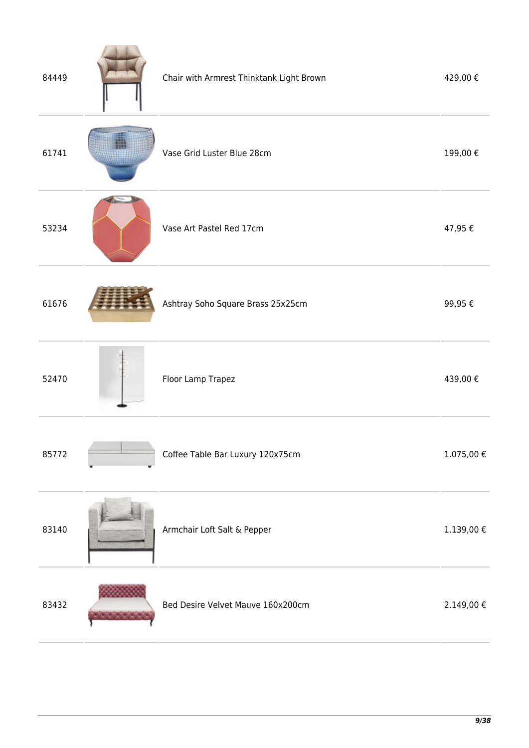| | | | |
|---|---|---|---|
| 84449 | | Chair with Armrest Thinktank Light Brown | 429,00 € |
| 61741 | | Vase Grid Luster Blue 28cm | 199,00 € |
| 53234 | | Vase Art Pastel Red 17cm | 47,95 € |
| 61676 | | Ashtray Soho Square Brass 25x25cm | 99,95 € |
| 52470 | | Floor Lamp Trapez | 439,00 € |
| 85772 | | Coffee Table Bar Luxury 120x75cm | 1.075,00 € |
| 83140 | | Armchair Loft Salt & Pepper | 1.139,00 € |
| 83432 | | Bed Desire Velvet Mauve 160x200cm | 2.149,00 € |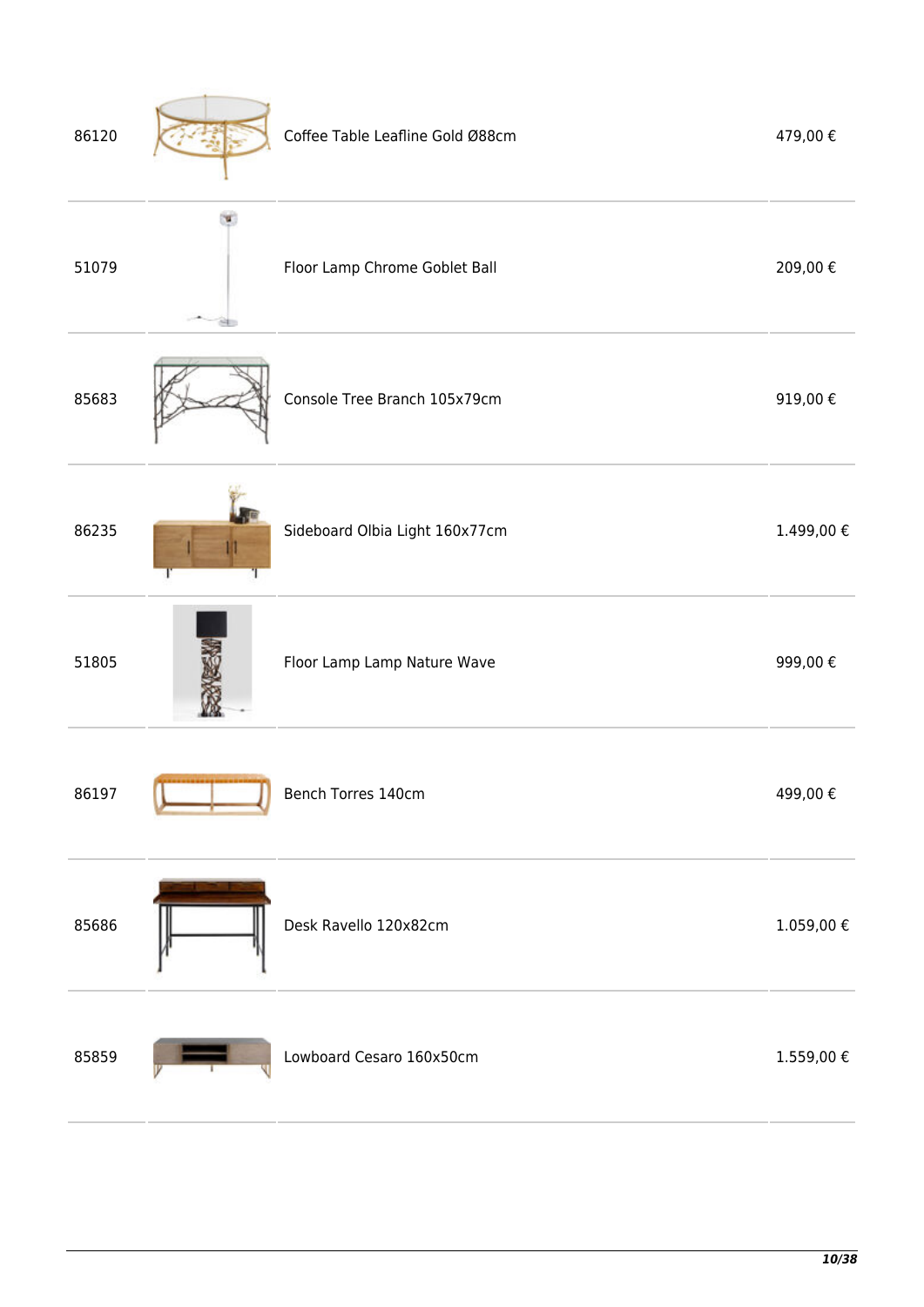| | | | |
|---|---|---|---|
| 86120 | | Coffee Table Leafline Gold Ø88cm | 479,00 € |
| 51079 | | Floor Lamp Chrome Goblet Ball | 209,00 € |
| 85683 | | Console Tree Branch 105x79cm | 919,00 € |
| 86235 | | Sideboard Olbia Light 160x77cm | 1.499,00 € |
| 51805 | | Floor Lamp Lamp Nature Wave | 999,00 € |
| 86197 | | Bench Torres 140cm | 499,00 € |
| 85686 | | Desk Ravello 120x82cm | 1.059,00 € |
| 85859 | | Lowboard Cesaro 160x50cm | 1.559,00 € |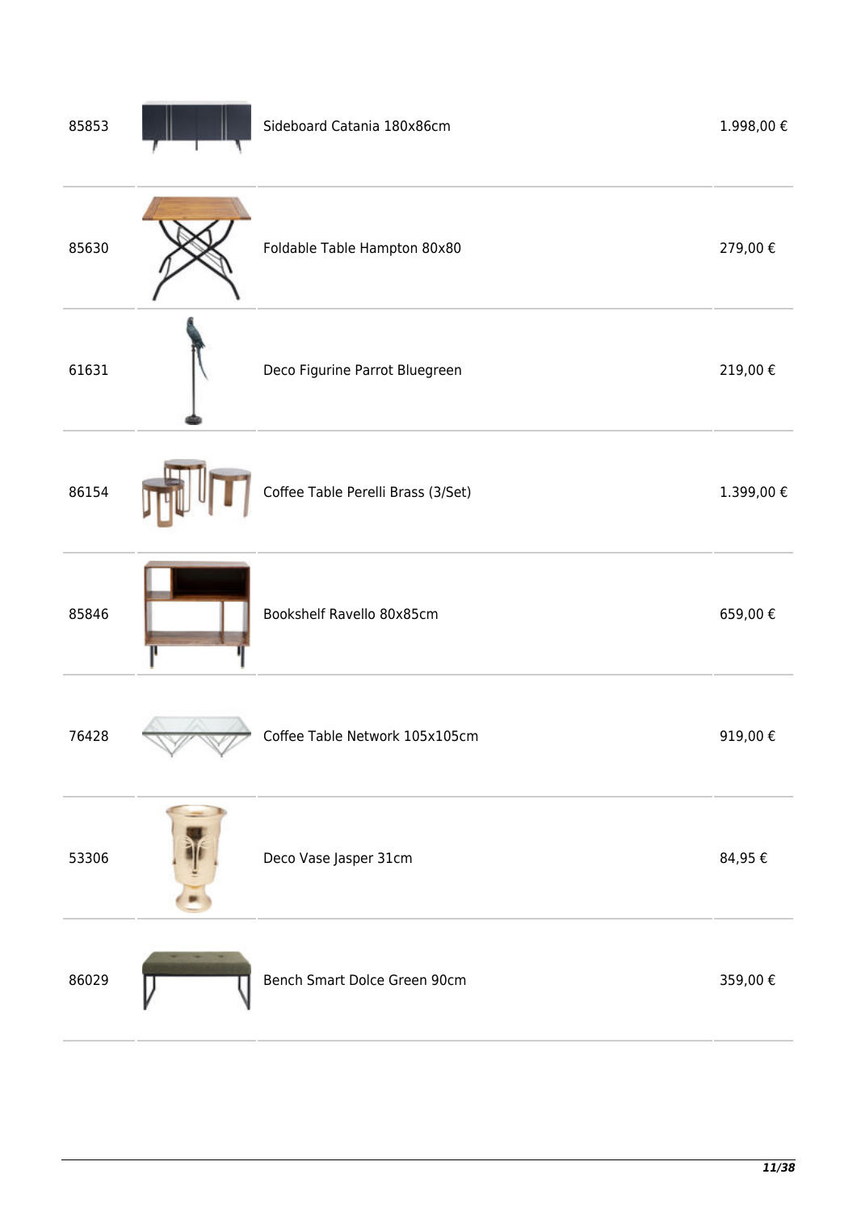| | | | |
|---|---|---|---|
| 85853 | | Sideboard Catania 180x86cm | 1.998,00 € |
| 85630 | | Foldable Table Hampton 80x80 | 279,00 € |
| 61631 | | Deco Figurine Parrot Bluegreen | 219,00 € |
| 86154 | | Coffee Table Perelli Brass (3/Set) | 1.399,00 € |
| 85846 | | Bookshelf Ravello 80x85cm | 659,00 € |
| 76428 | | Coffee Table Network 105x105cm | 919,00 € |
| 53306 | | Deco Vase Jasper 31cm | 84,95 € |
| 86029 | | Bench Smart Dolce Green 90cm | 359,00 € |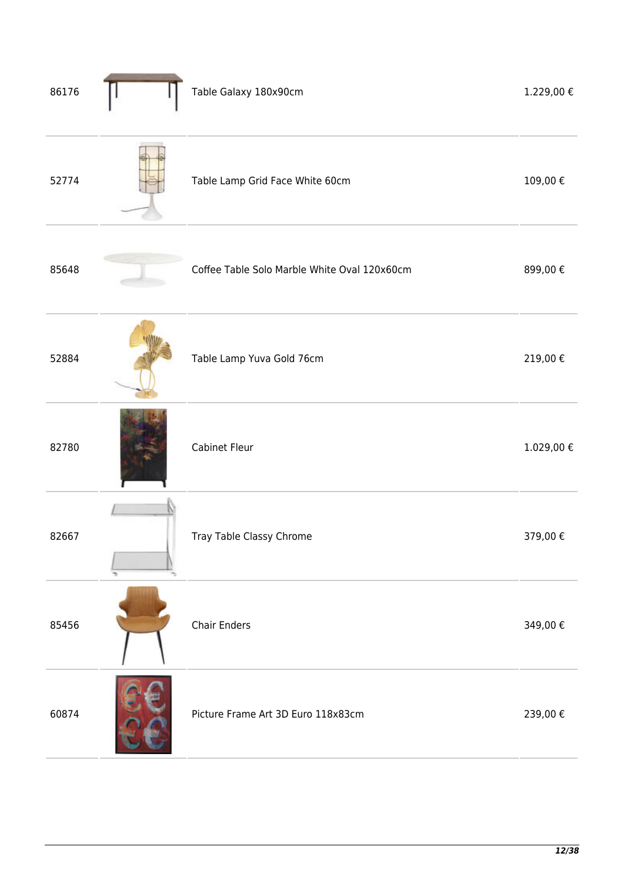| | | | |
|---|---|---|---|
| 86176 | | Table Galaxy 180x90cm | 1.229,00 € |
| 52774 | | Table Lamp Grid Face White 60cm | 109,00 € |
| 85648 | | Coffee Table Solo Marble White Oval 120x60cm | 899,00 € |
| 52884 | | Table Lamp Yuva Gold 76cm | 219,00 € |
| 82780 | | Cabinet Fleur | 1.029,00 € |
| 82667 | | Tray Table Classy Chrome | 379,00 € |
| 85456 | | Chair Enders | 349,00 € |
| 60874 | | Picture Frame Art 3D Euro 118x83cm | 239,00 € |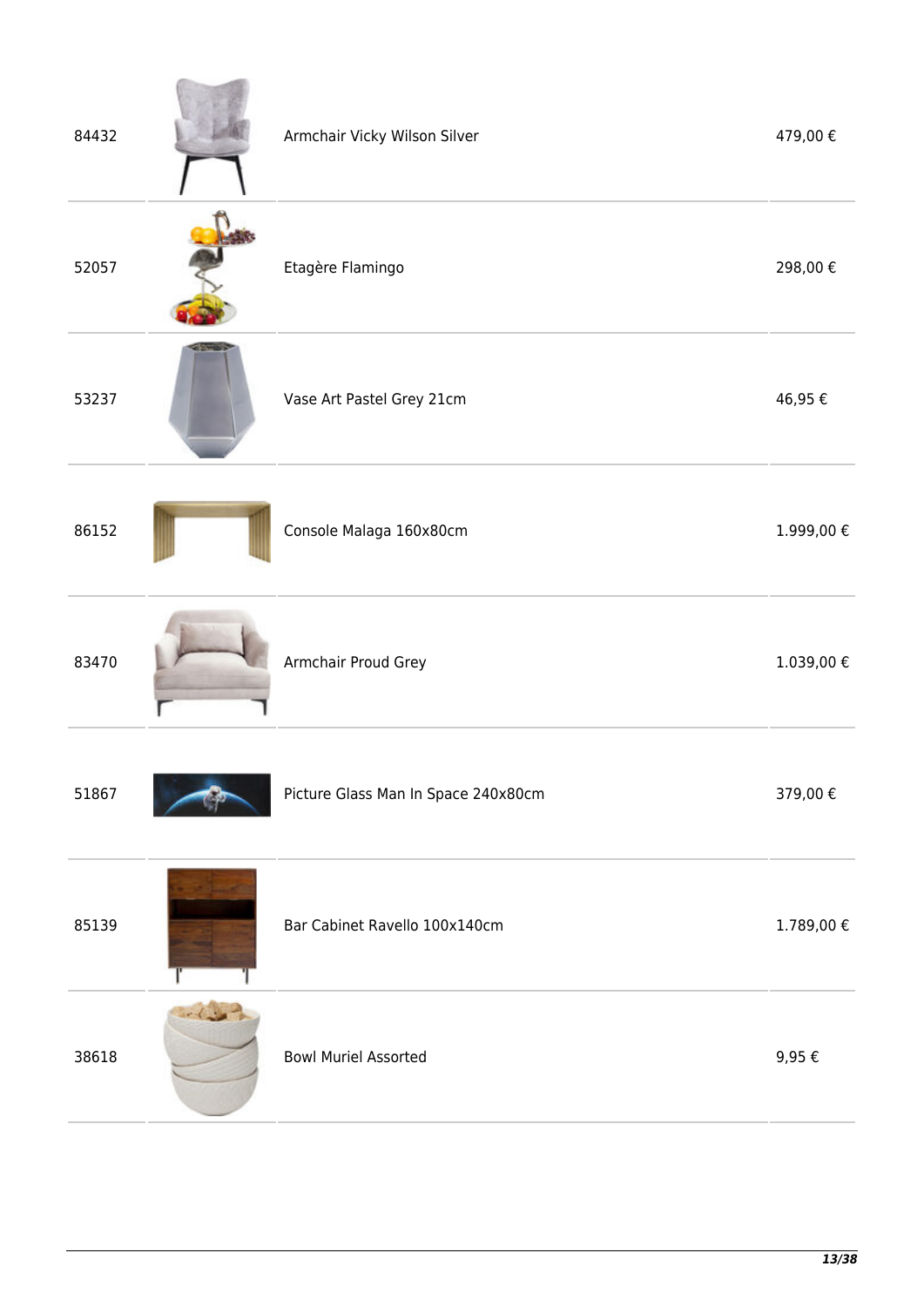| | | | |
|---|---|---|---|
| 84432 | | Armchair Vicky Wilson Silver | 479,00 € |
| 52057 | | Etagère Flamingo | 298,00 € |
| 53237 | | Vase Art Pastel Grey 21cm | 46,95 € |
| 86152 | | Console Malaga 160x80cm | 1.999,00 € |
| 83470 | | Armchair Proud Grey | 1.039,00 € |
| 51867 | | Picture Glass Man In Space 240x80cm | 379,00 € |
| 85139 | | Bar Cabinet Ravello 100x140cm | 1.789,00 € |
| 38618 | | Bowl Muriel Assorted | 9,95 € |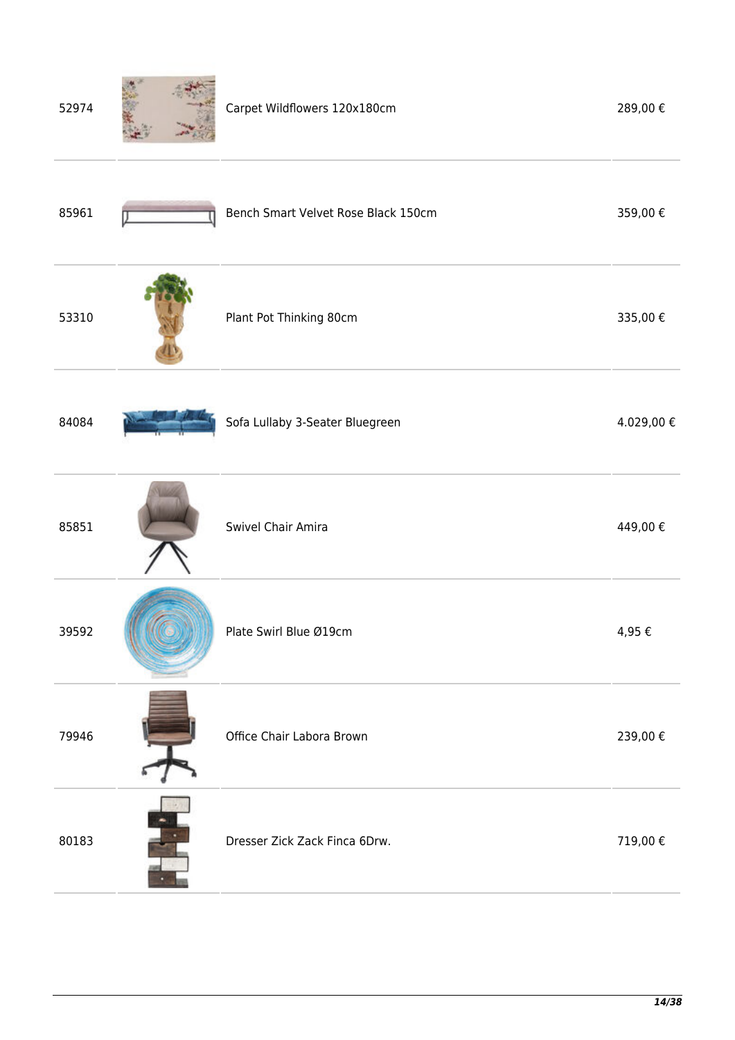| | | | |
|---|---|---|---|
| 52974 | | Carpet Wildflowers 120x180cm | 289,00 € |
| 85961 | | Bench Smart Velvet Rose Black 150cm | 359,00 € |
| 53310 | | Plant Pot Thinking 80cm | 335,00 € |
| 84084 | | Sofa Lullaby 3-Seater Bluegreen | 4.029,00 € |
| 85851 | | Swivel Chair Amira | 449,00 € |
| 39592 | | Plate Swirl Blue Ø19cm | 4,95 € |
| 79946 | | Office Chair Labora Brown | 239,00 € |
| 80183 | | Dresser Zick Zack Finca 6Drw. | 719,00 € |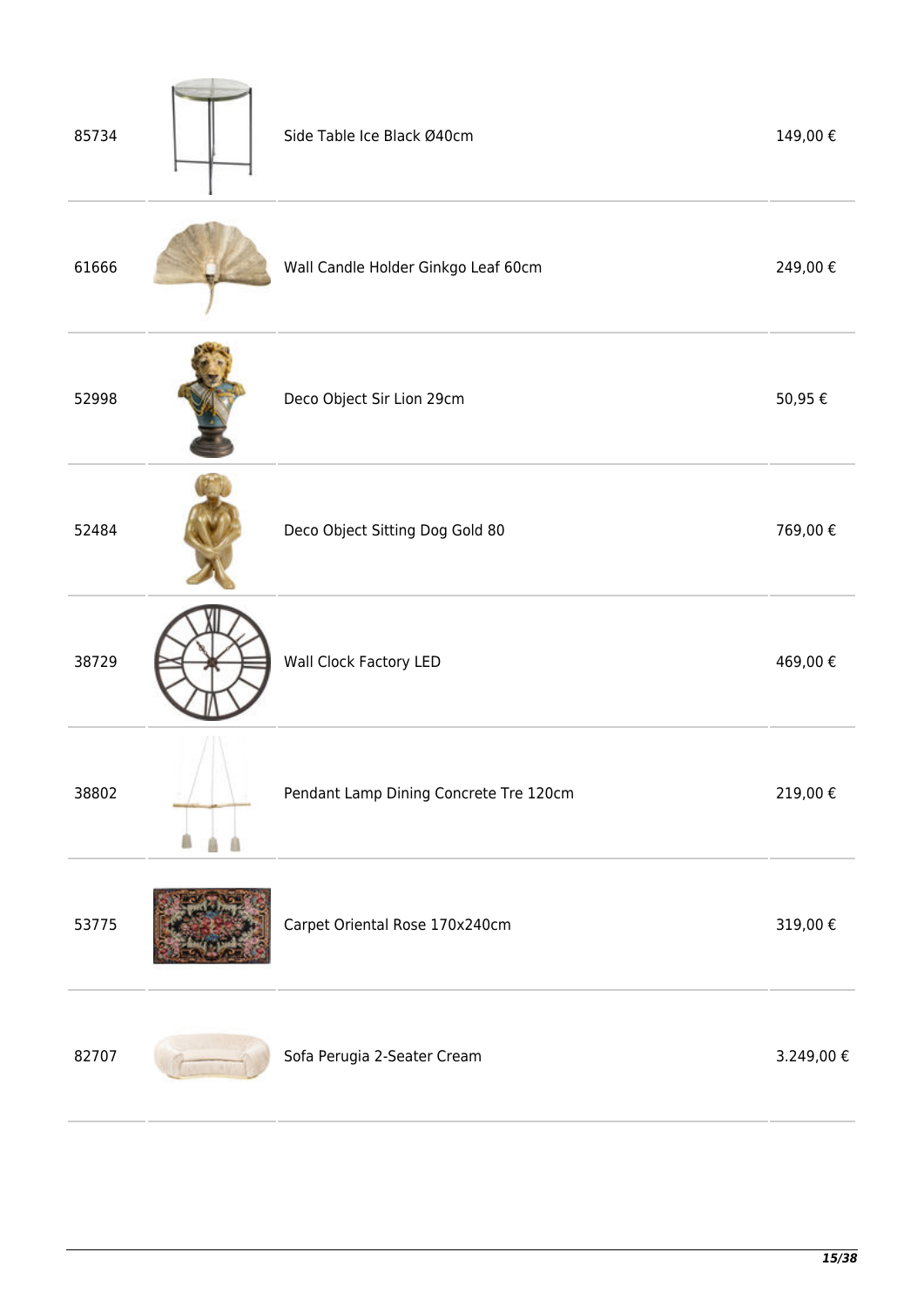| | | | |
|---|---|---|---|
| 85734 | | Side Table Ice Black Ø40cm | 149,00 € |
| 61666 | | Wall Candle Holder Ginkgo Leaf 60cm | 249,00 € |
| 52998 | | Deco Object Sir Lion 29cm | 50,95 € |
| 52484 | | Deco Object Sitting Dog Gold 80 | 769,00 € |
| 38729 | | Wall Clock Factory LED | 469,00 € |
| 38802 | | Pendant Lamp Dining Concrete Tre 120cm | 219,00 € |
| 53775 | | Carpet Oriental Rose 170x240cm | 319,00 € |
| 82707 | | Sofa Perugia 2-Seater Cream | 3.249,00 € |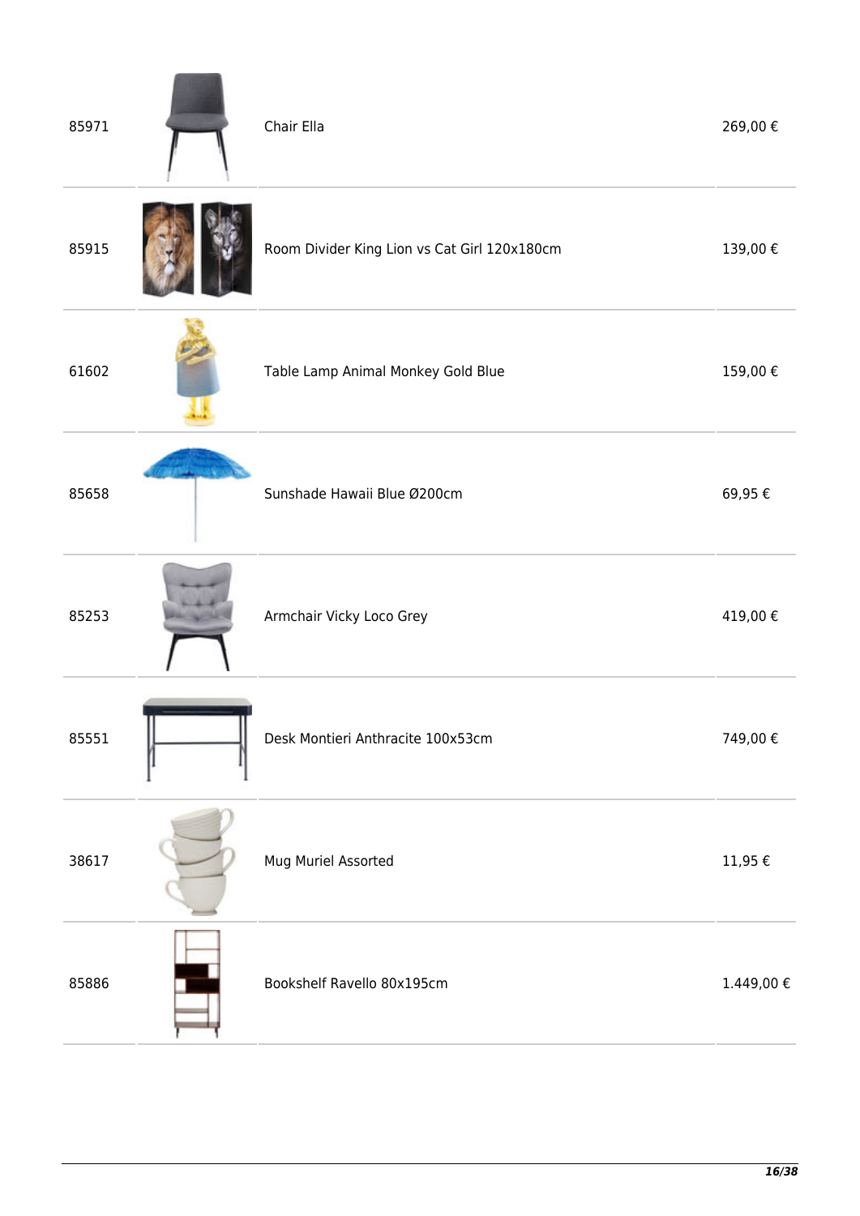| | | | |
|---|---|---|---|
| 85971 | | Chair Ella | 269,00 € |
| 85915 | | Room Divider King Lion vs Cat Girl 120x180cm | 139,00 € |
| 61602 | | Table Lamp Animal Monkey Gold Blue | 159,00 € |
| 85658 | | Sunshade Hawaii Blue Ø200cm | 69,95 € |
| 85253 | | Armchair Vicky Loco Grey | 419,00 € |
| 85551 | | Desk Montieri Anthracite 100x53cm | 749,00 € |
| 38617 | | Mug Muriel Assorted | 11,95 € |
| 85886 | | Bookshelf Ravello 80x195cm | 1.449,00 € |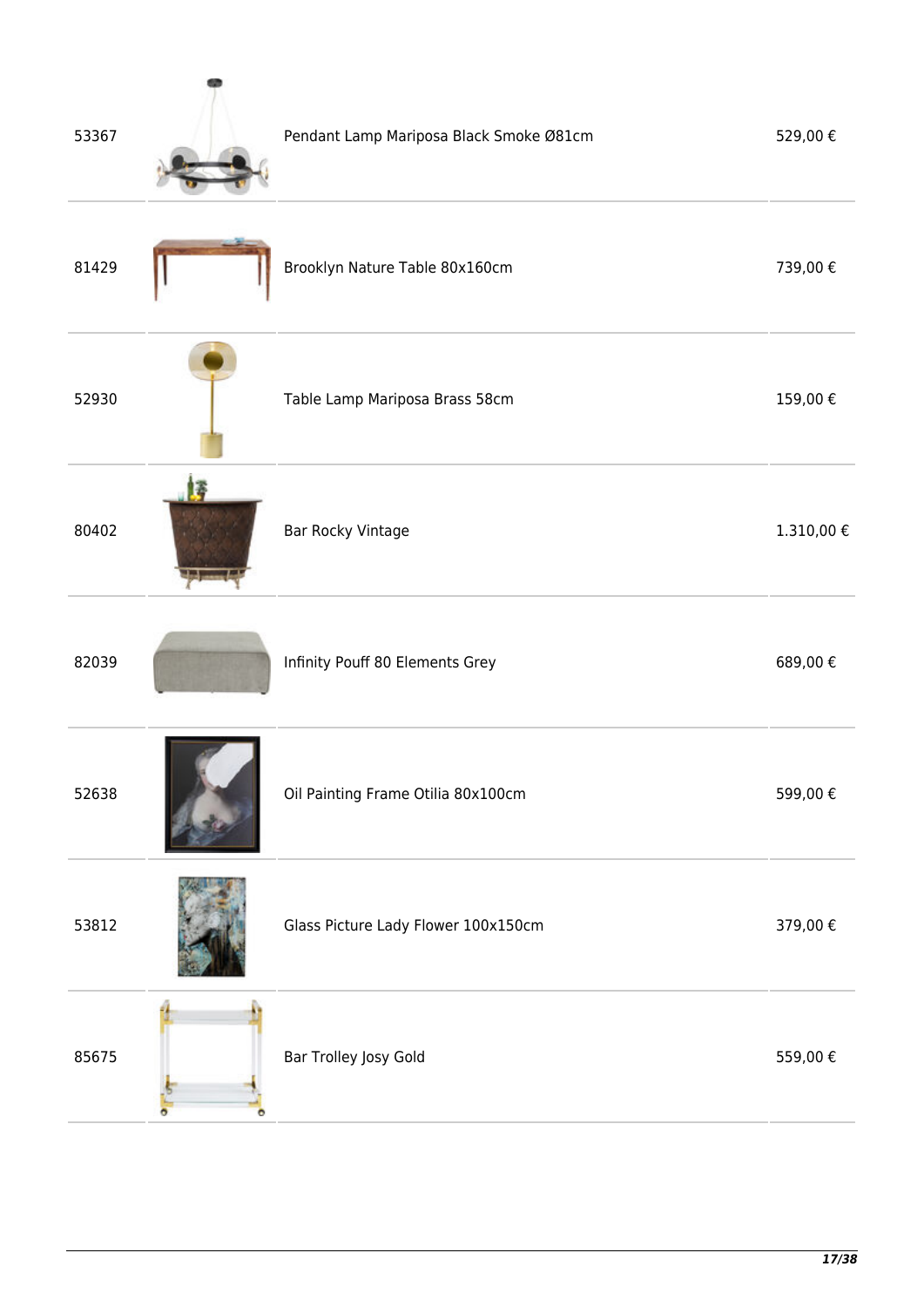| | | | |
|---|---|---|---|
| 53367 | | Pendant Lamp Mariposa Black Smoke Ø81cm | 529,00 € |
| 81429 | | Brooklyn Nature Table 80x160cm | 739,00 € |
| 52930 | | Table Lamp Mariposa Brass 58cm | 159,00 € |
| 80402 | | Bar Rocky Vintage | 1.310,00 € |
| 82039 | | Infinity Pouff 80 Elements Grey | 689,00 € |
| 52638 | | Oil Painting Frame Otilia 80x100cm | 599,00 € |
| 53812 | | Glass Picture Lady Flower 100x150cm | 379,00 € |
| 85675 | | Bar Trolley Josy Gold | 559,00 € |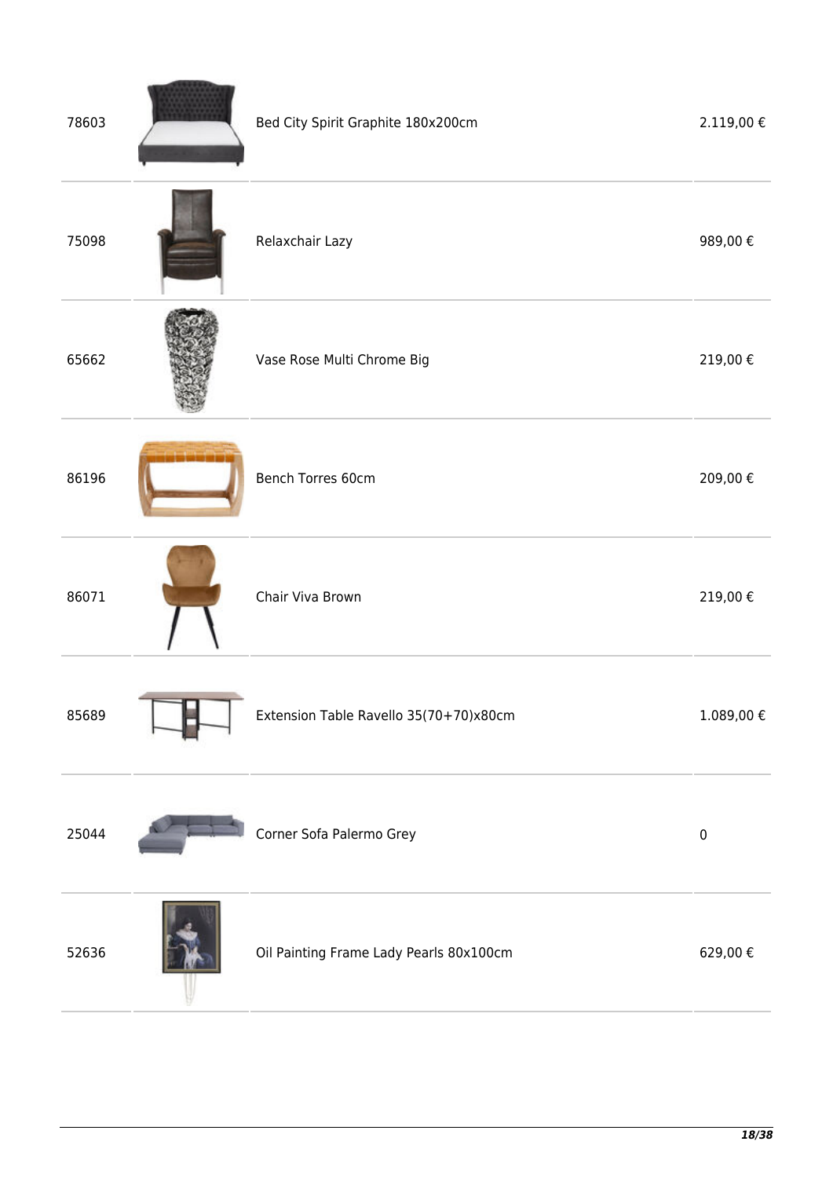| | | | |
|---|---|---|---|
| 78603 | | Bed City Spirit Graphite 180x200cm | 2.119,00 € |
| 75098 | | Relaxchair Lazy | 989,00 € |
| 65662 | | Vase Rose Multi Chrome Big | 219,00 € |
| 86196 | | Bench Torres 60cm | 209,00 € |
| 86071 | | Chair Viva Brown | 219,00 € |
| 85689 | | Extension Table Ravello 35(70+70)x80cm | 1.089,00 € |
| 25044 | | Corner Sofa Palermo Grey | 0 |
| 52636 | | Oil Painting Frame Lady Pearls 80x100cm | 629,00 € |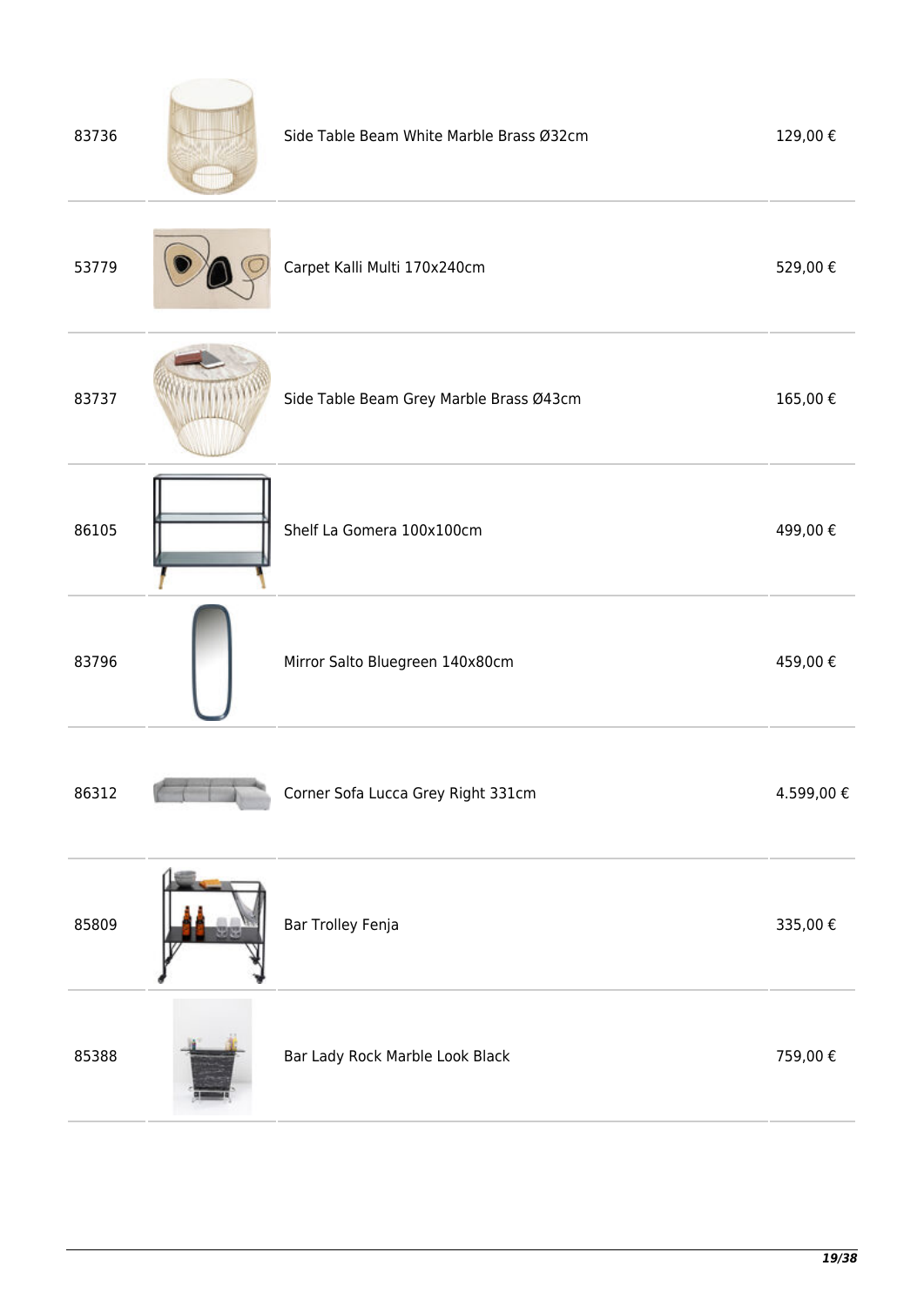| | | | |
|---|---|---|---|
| 83736 | | Side Table Beam White Marble Brass Ø32cm | 129,00 € |
| 53779 | | Carpet Kalli Multi 170x240cm | 529,00 € |
| 83737 | | Side Table Beam Grey Marble Brass Ø43cm | 165,00 € |
| 86105 | | Shelf La Gomera 100x100cm | 499,00 € |
| 83796 | | Mirror Salto Bluegreen 140x80cm | 459,00 € |
| 86312 | | Corner Sofa Lucca Grey Right 331cm | 4.599,00 € |
| 85809 | | Bar Trolley Fenja | 335,00 € |
| 85388 | | Bar Lady Rock Marble Look Black | 759,00 € |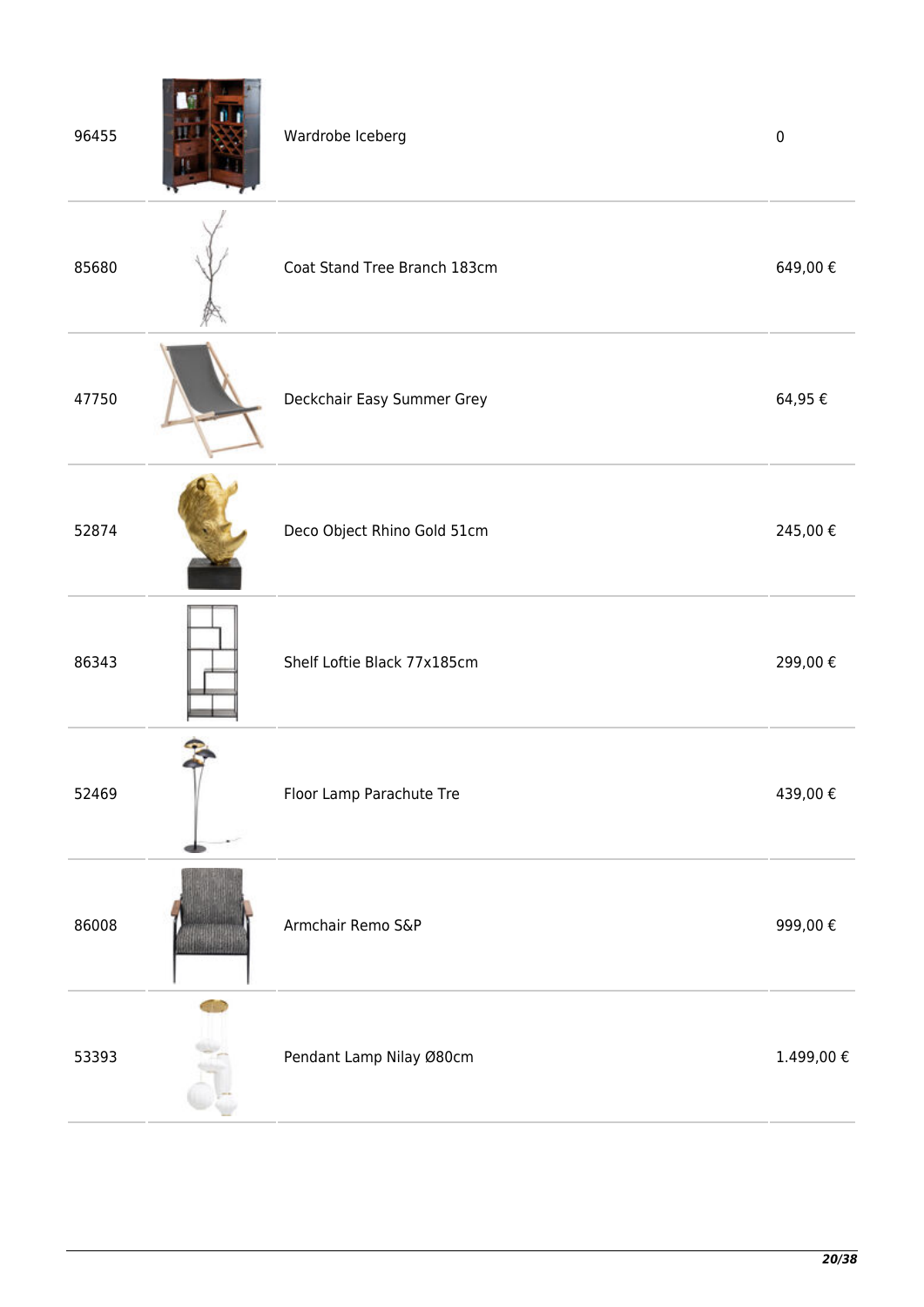| | | | |
|---|---|---|---|
| 96455 | | Wardrobe Iceberg | 0 |
| 85680 | | Coat Stand Tree Branch 183cm | 649,00 € |
| 47750 | | Deckchair Easy Summer Grey | 64,95 € |
| 52874 | | Deco Object Rhino Gold 51cm | 245,00 € |
| 86343 | | Shelf Loftie Black 77x185cm | 299,00 € |
| 52469 | | Floor Lamp Parachute Tre | 439,00 € |
| 86008 | | Armchair Remo S&P | 999,00 € |
| 53393 | | Pendant Lamp Nilay Ø80cm | 1.499,00 € |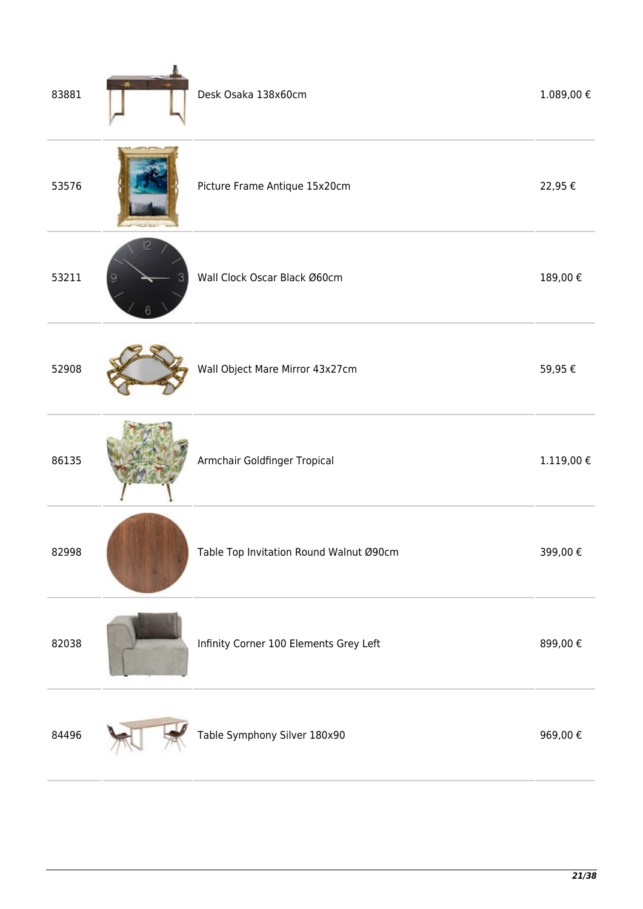| | | | |
|---|---|---|---|
| 83881 | | Desk Osaka 138x60cm | 1.089,00 € |
| 53576 | | Picture Frame Antique 15x20cm | 22,95 € |
| 53211 | | Wall Clock Oscar Black Ø60cm | 189,00 € |
| 52908 | | Wall Object Mare Mirror 43x27cm | 59,95 € |
| 86135 | | Armchair Goldfinger Tropical | 1.119,00 € |
| 82998 | | Table Top Invitation Round Walnut Ø90cm | 399,00 € |
| 82038 | | Infinity Corner 100 Elements Grey Left | 899,00 € |
| 84496 | | Table Symphony Silver 180x90 | 969,00 € |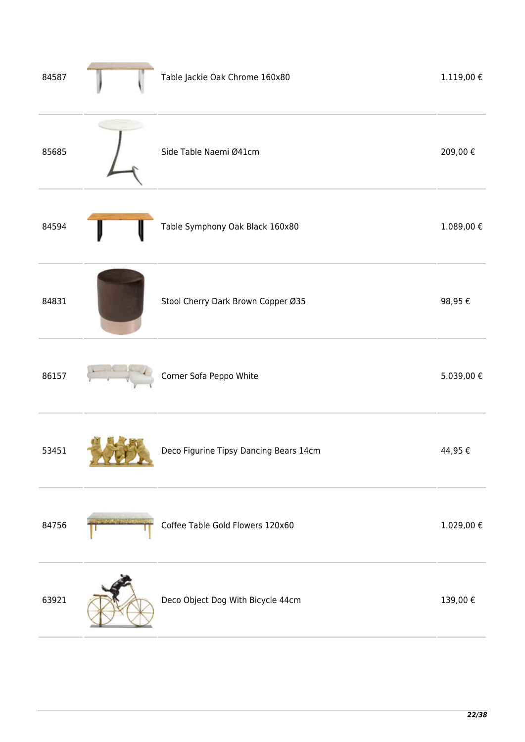| | | | |
|---|---|---|---|
| 84587 | | Table Jackie Oak Chrome 160x80 | 1.119,00 € |
| 85685 | | Side Table Naemi Ø41cm | 209,00 € |
| 84594 | | Table Symphony Oak Black 160x80 | 1.089,00 € |
| 84831 | | Stool Cherry Dark Brown Copper Ø35 | 98,95 € |
| 86157 | | Corner Sofa Peppo White | 5.039,00 € |
| 53451 | | Deco Figurine Tipsy Dancing Bears 14cm | 44,95 € |
| 84756 | | Coffee Table Gold Flowers 120x60 | 1.029,00 € |
| 63921 | | Deco Object Dog With Bicycle 44cm | 139,00 € |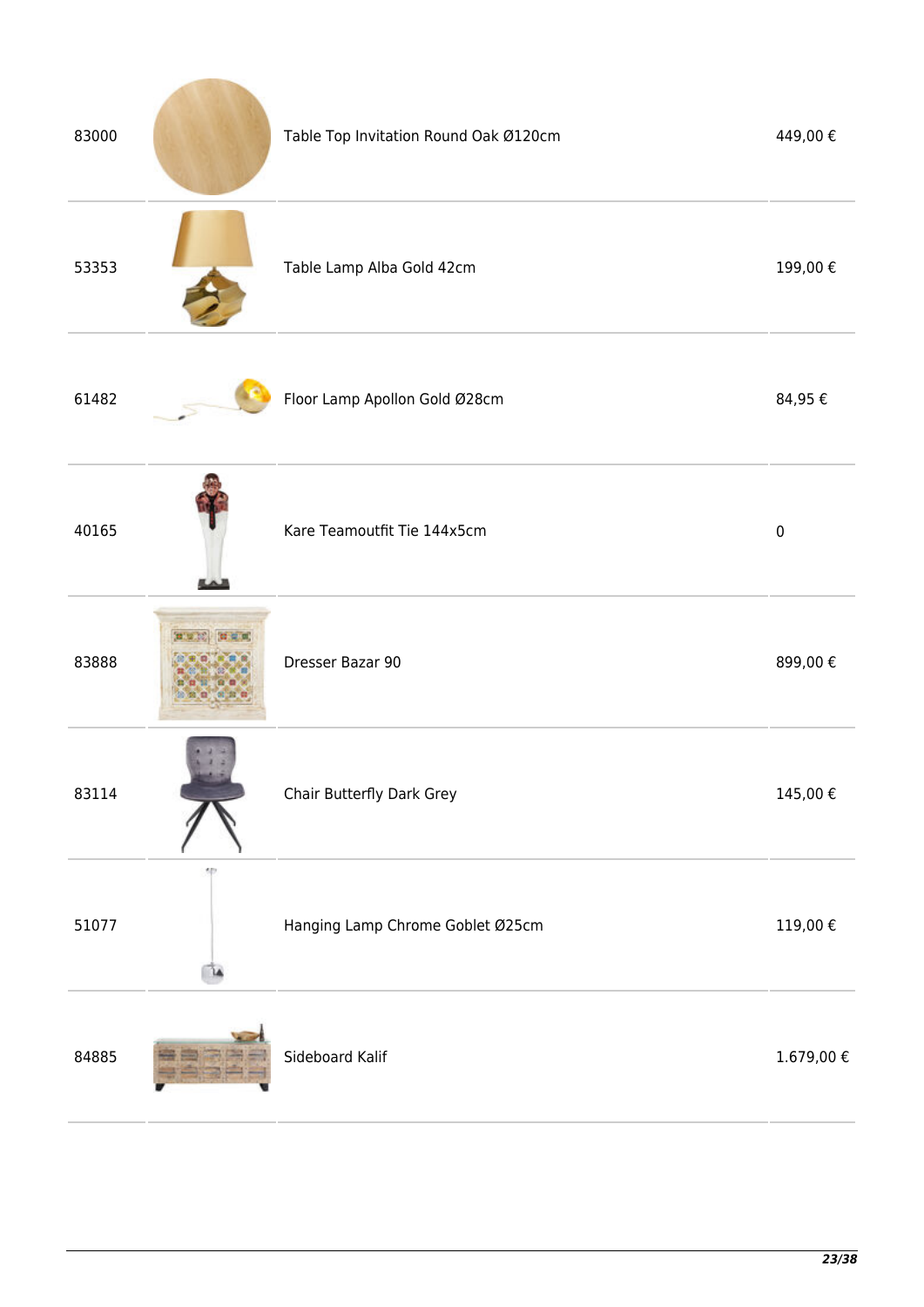| | | | |
|---|---|---|---|
| 83000 | | Table Top Invitation Round Oak Ø120cm | 449,00 € |
| 53353 | | Table Lamp Alba Gold 42cm | 199,00 € |
| 61482 | | Floor Lamp Apollon Gold Ø28cm | 84,95 € |
| 40165 | | Kare Teamoutfit Tie 144x5cm | 0 |
| 83888 | | Dresser Bazar 90 | 899,00 € |
| 83114 | | Chair Butterfly Dark Grey | 145,00 € |
| 51077 | | Hanging Lamp Chrome Goblet Ø25cm | 119,00 € |
| 84885 | | Sideboard Kalif | 1.679,00 € |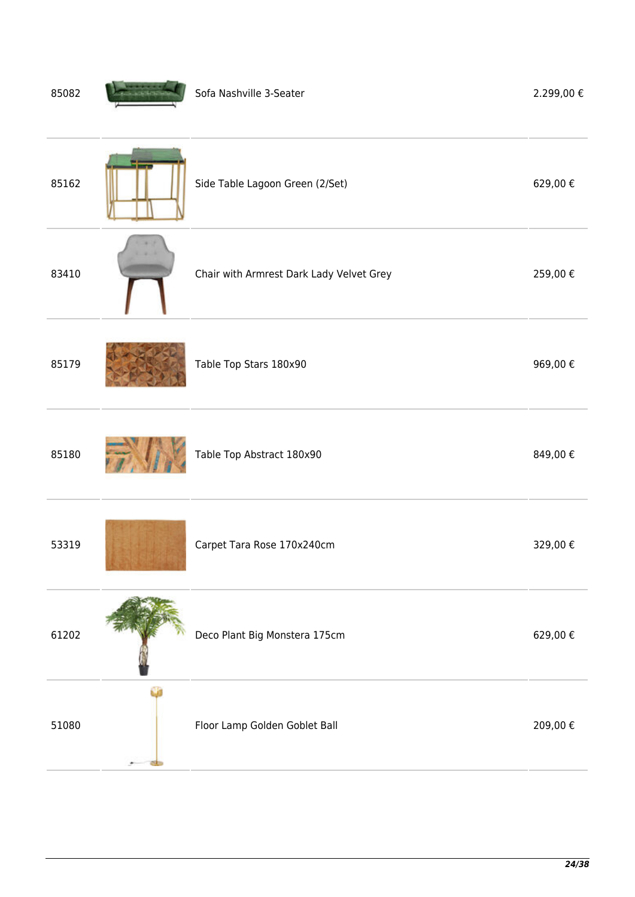| | | | |
|---|---|---|---|
| 85082 | | Sofa Nashville 3-Seater | 2.299,00 € |
| 85162 | | Side Table Lagoon Green (2/Set) | 629,00 € |
| 83410 | | Chair with Armrest Dark Lady Velvet Grey | 259,00 € |
| 85179 | | Table Top Stars 180x90 | 969,00 € |
| 85180 | | Table Top Abstract 180x90 | 849,00 € |
| 53319 | | Carpet Tara Rose 170x240cm | 329,00 € |
| 61202 | | Deco Plant Big Monstera 175cm | 629,00 € |
| 51080 | | Floor Lamp Golden Goblet Ball | 209,00 € |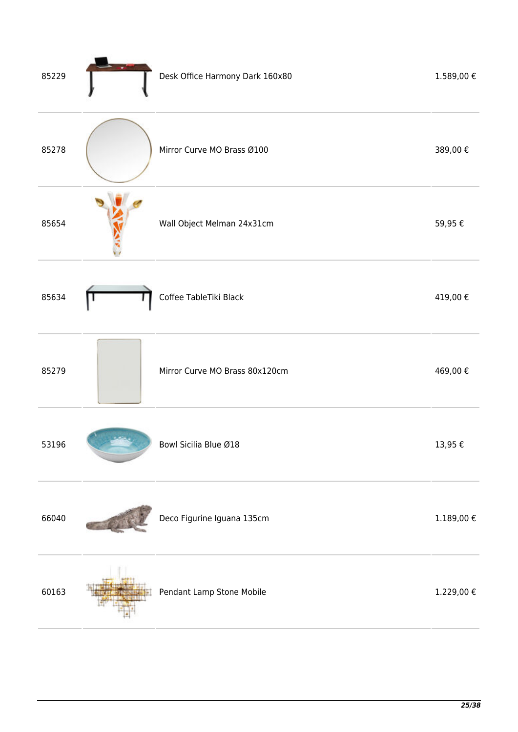| | | | |
|---|---|---|---|
| 85229 | | Desk Office Harmony Dark 160x80 | 1.589,00 € |
| 85278 | | Mirror Curve MO Brass Ø100 | 389,00 € |
| 85654 | | Wall Object Melman 24x31cm | 59,95 € |
| 85634 | | Coffee TableTiki Black | 419,00 € |
| 85279 | | Mirror Curve MO Brass 80x120cm | 469,00 € |
| 53196 | | Bowl Sicilia Blue Ø18 | 13,95 € |
| 66040 | | Deco Figurine Iguana 135cm | 1.189,00 € |
| 60163 | | Pendant Lamp Stone Mobile | 1.229,00 € |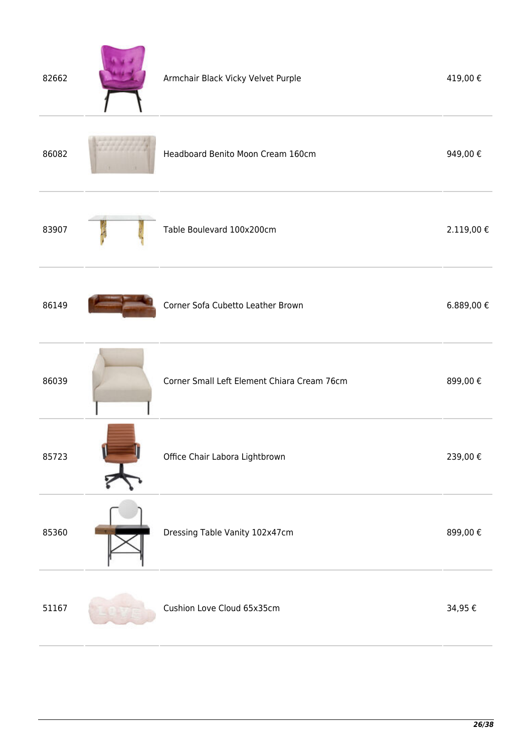| | | | |
|---|---|---|---|
| 82662 | | Armchair Black Vicky Velvet Purple | 419,00 € |
| 86082 | | Headboard Benito Moon Cream 160cm | 949,00 € |
| 83907 | | Table Boulevard 100x200cm | 2.119,00 € |
| 86149 | | Corner Sofa Cubetto Leather Brown | 6.889,00 € |
| 86039 | | Corner Small Left Element Chiara Cream 76cm | 899,00 € |
| 85723 | | Office Chair Labora Lightbrown | 239,00 € |
| 85360 | | Dressing Table Vanity 102x47cm | 899,00 € |
| 51167 | | Cushion Love Cloud 65x35cm | 34,95 € |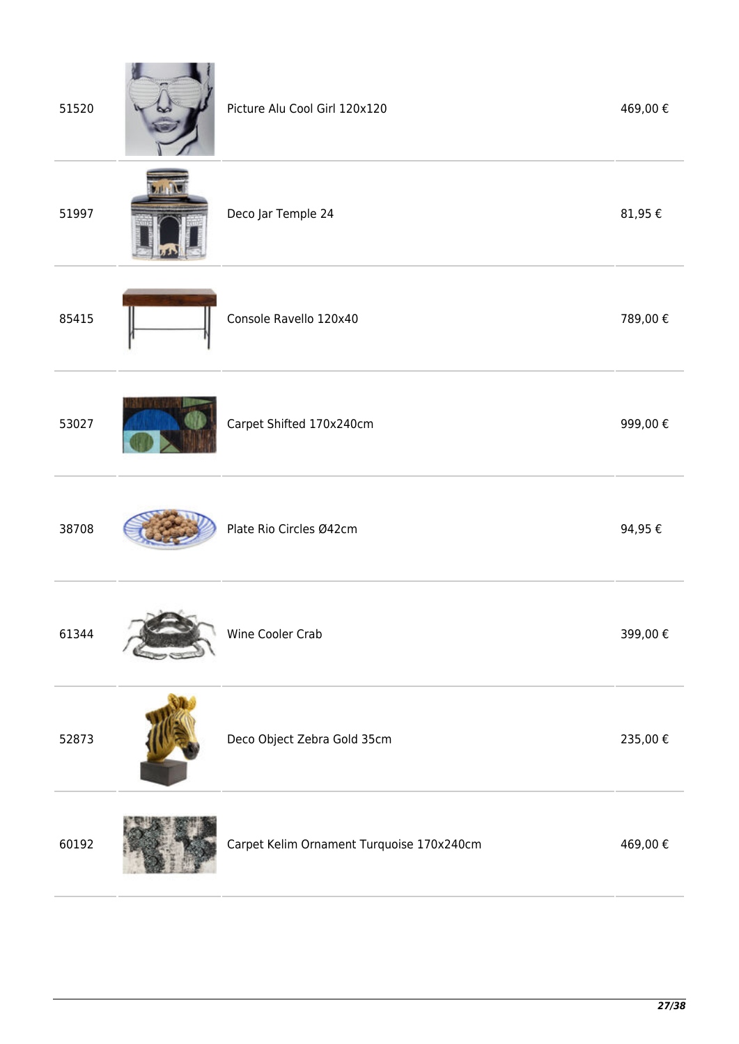| | | | |
|---|---|---|---|
| 51520 | | Picture Alu Cool Girl 120x120 | 469,00 € |
| 51997 | | Deco Jar Temple 24 | 81,95 € |
| 85415 | | Console Ravello 120x40 | 789,00 € |
| 53027 | | Carpet Shifted 170x240cm | 999,00 € |
| 38708 | | Plate Rio Circles Ø42cm | 94,95 € |
| 61344 | | Wine Cooler Crab | 399,00 € |
| 52873 | | Deco Object Zebra Gold 35cm | 235,00 € |
| 60192 | | Carpet Kelim Ornament Turquoise 170x240cm | 469,00 € |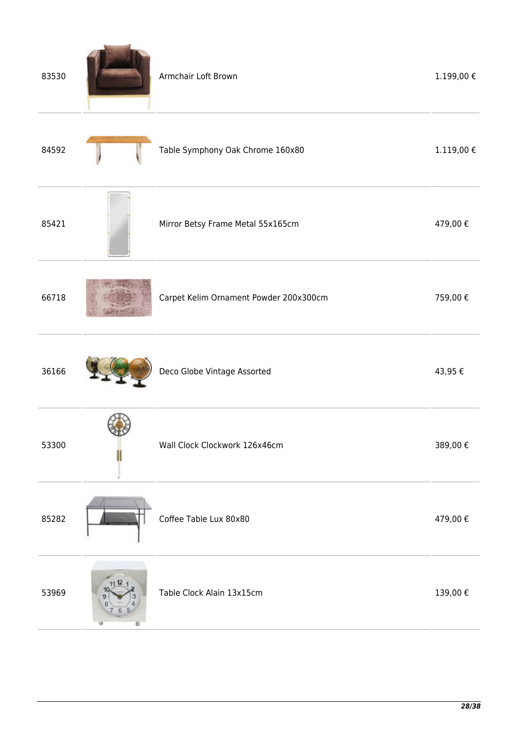| | | | |
|---|---|---|---|
| 83530 | | Armchair Loft Brown | 1.199,00 € |
| 84592 | | Table Symphony Oak Chrome 160x80 | 1.119,00 € |
| 85421 | | Mirror Betsy Frame Metal 55x165cm | 479,00 € |
| 66718 | | Carpet Kelim Ornament Powder 200x300cm | 759,00 € |
| 36166 | | Deco Globe Vintage Assorted | 43,95 € |
| 53300 | | Wall Clock Clockwork 126x46cm | 389,00 € |
| 85282 | | Coffee Table Lux 80x80 | 479,00 € |
| 53969 | | Table Clock Alain 13x15cm | 139,00 € |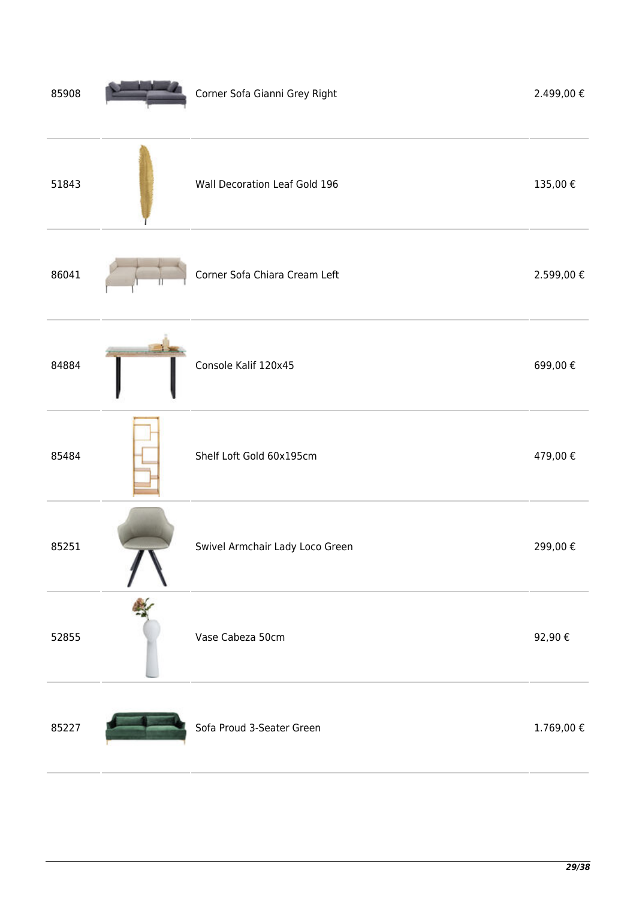| | | | |
|---|---|---|---|
| 85908 | | Corner Sofa Gianni Grey Right | 2.499,00 € |
| 51843 | | Wall Decoration Leaf Gold 196 | 135,00 € |
| 86041 | | Corner Sofa Chiara Cream Left | 2.599,00 € |
| 84884 | | Console Kalif 120x45 | 699,00 € |
| 85484 | | Shelf Loft Gold 60x195cm | 479,00 € |
| 85251 | | Swivel Armchair Lady Loco Green | 299,00 € |
| 52855 | | Vase Cabeza 50cm | 92,90 € |
| 85227 | | Sofa Proud 3-Seater Green | 1.769,00 € |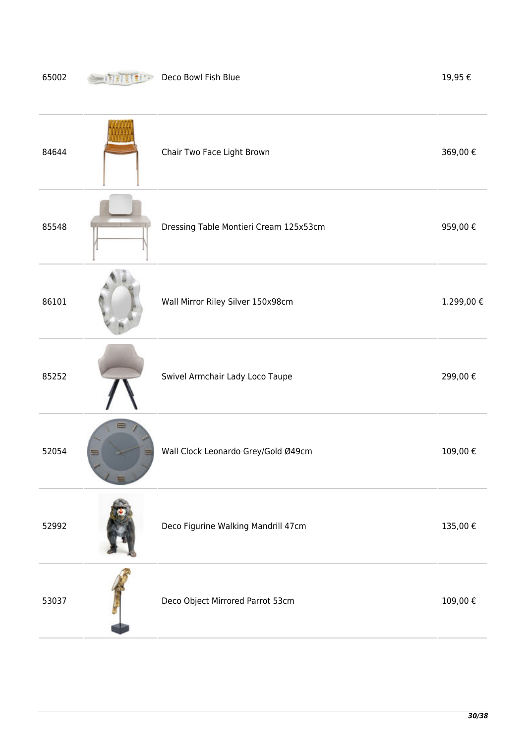| | | | |
|---|---|---|---|
| 65002 | | Deco Bowl Fish Blue | 19,95 € |
| 84644 | | Chair Two Face Light Brown | 369,00 € |
| 85548 | | Dressing Table Montieri Cream 125x53cm | 959,00 € |
| 86101 | | Wall Mirror Riley Silver 150x98cm | 1.299,00 € |
| 85252 | | Swivel Armchair Lady Loco Taupe | 299,00 € |
| 52054 | | Wall Clock Leonardo Grey/Gold Ø49cm | 109,00 € |
| 52992 | | Deco Figurine Walking Mandrill 47cm | 135,00 € |
| 53037 | | Deco Object Mirrored Parrot 53cm | 109,00 € |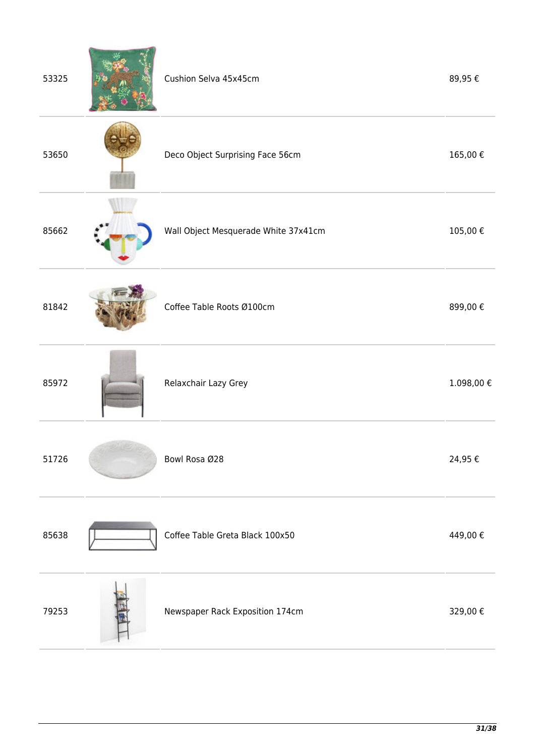| | | | |
|---|---|---|---|
| 53325 | | Cushion Selva 45x45cm | 89,95 € |
| 53650 | | Deco Object Surprising Face 56cm | 165,00 € |
| 85662 | | Wall Object Mesquerade White 37x41cm | 105,00 € |
| 81842 | | Coffee Table Roots Ø100cm | 899,00 € |
| 85972 | | Relaxchair Lazy Grey | 1.098,00 € |
| 51726 | | Bowl Rosa Ø28 | 24,95 € |
| 85638 | | Coffee Table Greta Black 100x50 | 449,00 € |
| 79253 | | Newspaper Rack Exposition 174cm | 329,00 € |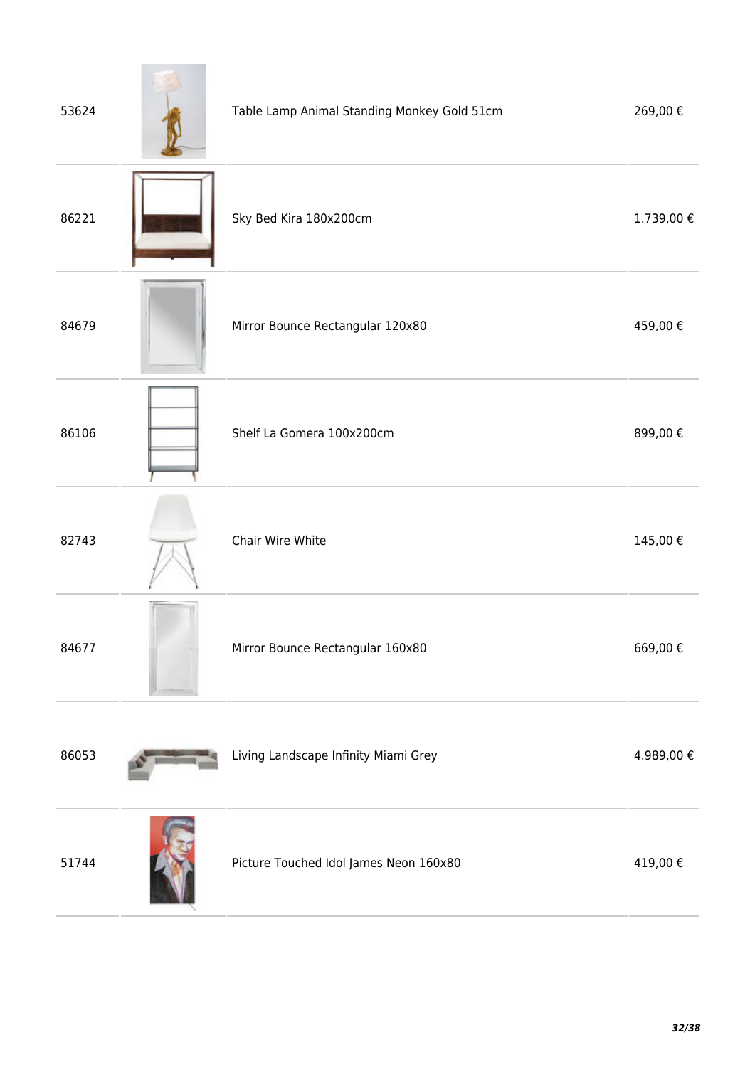| | | | |
|---|---|---|---|
| 53624 | | Table Lamp Animal Standing Monkey Gold 51cm | 269,00 € |
| 86221 | | Sky Bed Kira 180x200cm | 1.739,00 € |
| 84679 | | Mirror Bounce Rectangular 120x80 | 459,00 € |
| 86106 | | Shelf La Gomera 100x200cm | 899,00 € |
| 82743 | | Chair Wire White | 145,00 € |
| 84677 | | Mirror Bounce Rectangular 160x80 | 669,00 € |
| 86053 | | Living Landscape Infinity Miami Grey | 4.989,00 € |
| 51744 | | Picture Touched Idol James Neon 160x80 | 419,00 € |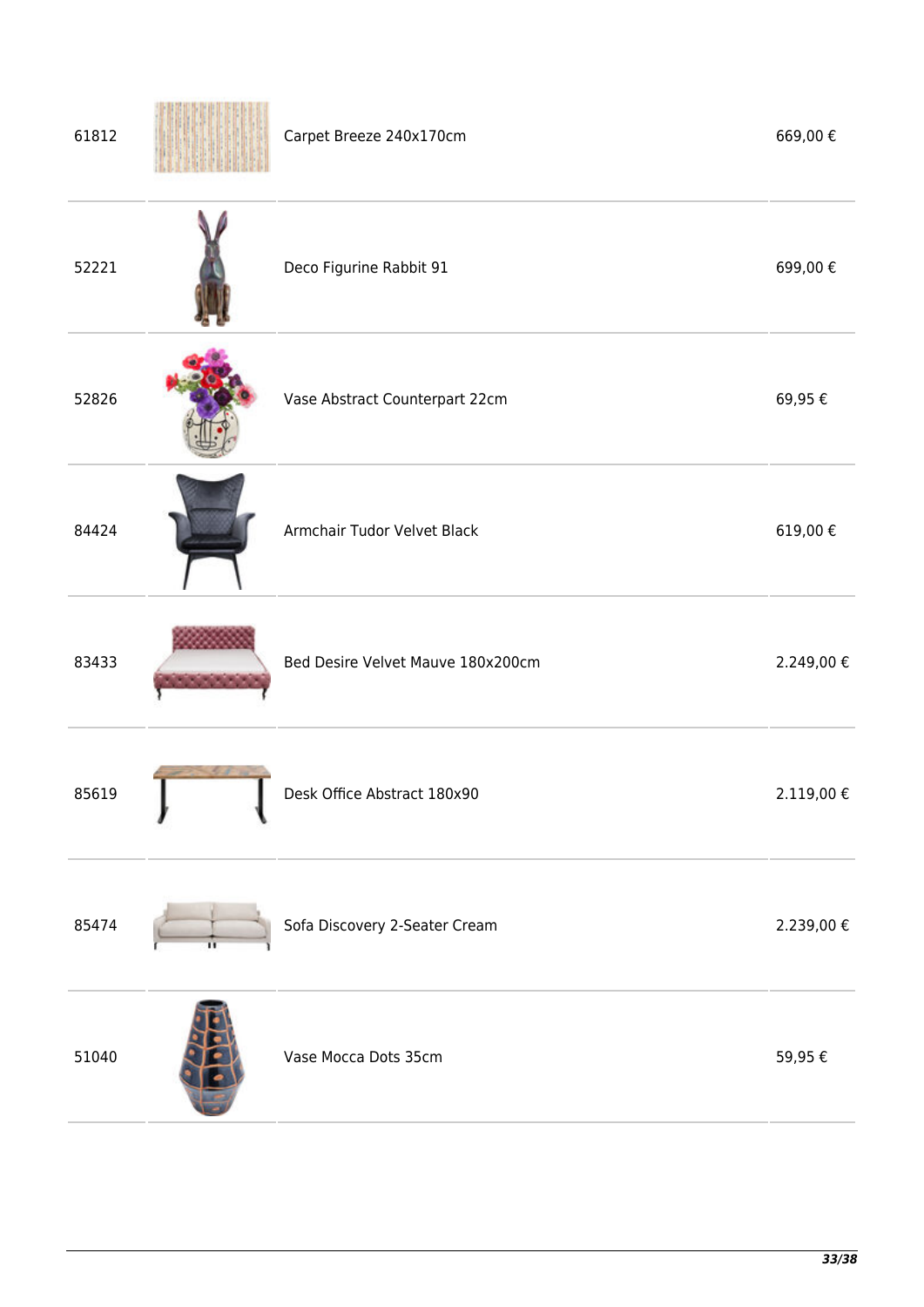| | | | |
|---|---|---|---|
| 61812 | | Carpet Breeze 240x170cm | 669,00 € |
| 52221 | | Deco Figurine Rabbit 91 | 699,00 € |
| 52826 | | Vase Abstract Counterpart 22cm | 69,95 € |
| 84424 | | Armchair Tudor Velvet Black | 619,00 € |
| 83433 | | Bed Desire Velvet Mauve 180x200cm | 2.249,00 € |
| 85619 | | Desk Office Abstract 180x90 | 2.119,00 € |
| 85474 | | Sofa Discovery 2-Seater Cream | 2.239,00 € |
| 51040 | | Vase Mocca Dots 35cm | 59,95 € |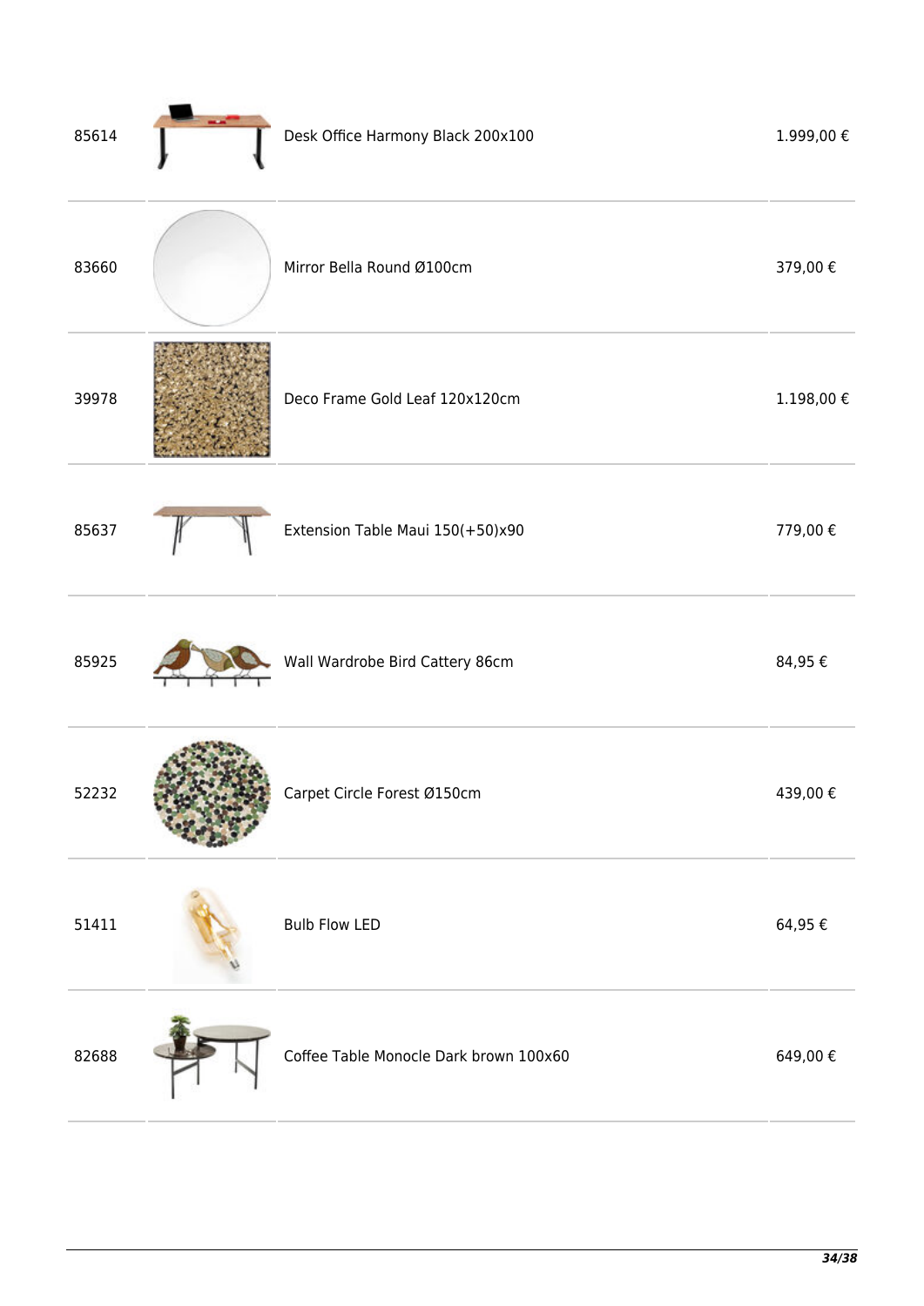| | | | |
|---|---|---|---|
| 85614 | | Desk Office Harmony Black 200x100 | 1.999,00 € |
| 83660 | | Mirror Bella Round Ø100cm | 379,00 € |
| 39978 | | Deco Frame Gold Leaf 120x120cm | 1.198,00 € |
| 85637 | | Extension Table Maui 150(+50)x90 | 779,00 € |
| 85925 | | Wall Wardrobe Bird Cattery 86cm | 84,95 € |
| 52232 | | Carpet Circle Forest Ø150cm | 439,00 € |
| 51411 | | Bulb Flow LED | 64,95 € |
| 82688 | | Coffee Table Monocle Dark brown 100x60 | 649,00 € |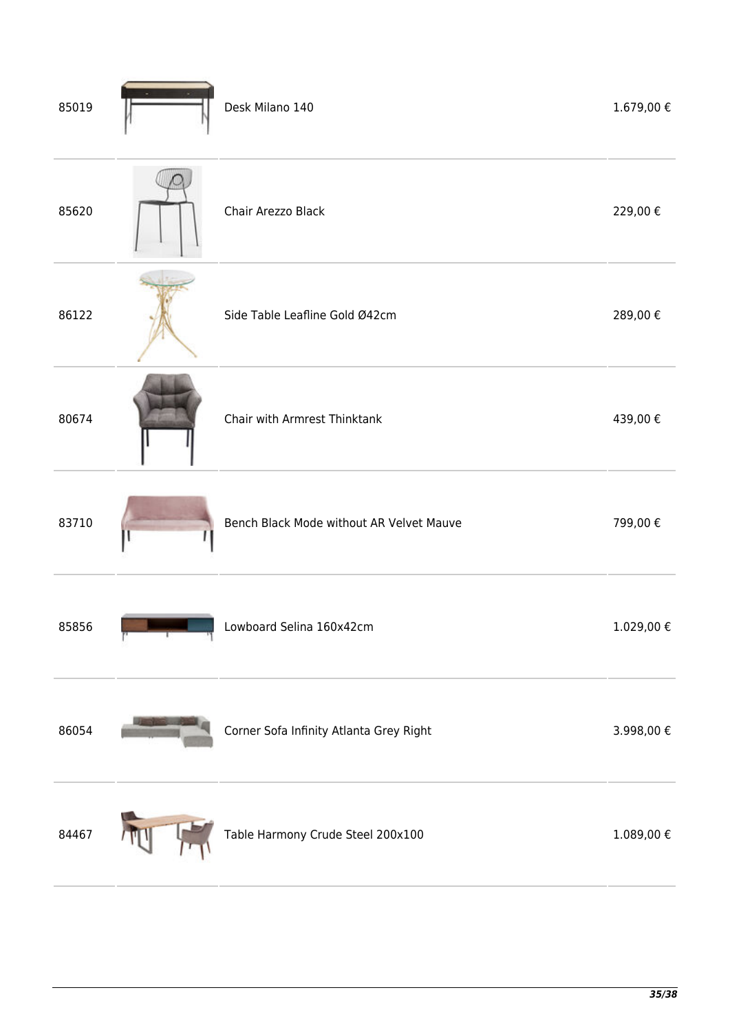| | | | |
|---|---|---|---|
| 85019 | | Desk Milano 140 | 1.679,00 € |
| 85620 | | Chair Arezzo Black | 229,00 € |
| 86122 | | Side Table Leafline Gold Ø42cm | 289,00 € |
| 80674 | | Chair with Armrest Thinktank | 439,00 € |
| 83710 | | Bench Black Mode without AR Velvet Mauve | 799,00 € |
| 85856 | | Lowboard Selina 160x42cm | 1.029,00 € |
| 86054 | | Corner Sofa Infinity Atlanta Grey Right | 3.998,00 € |
| 84467 | | Table Harmony Crude Steel 200x100 | 1.089,00 € |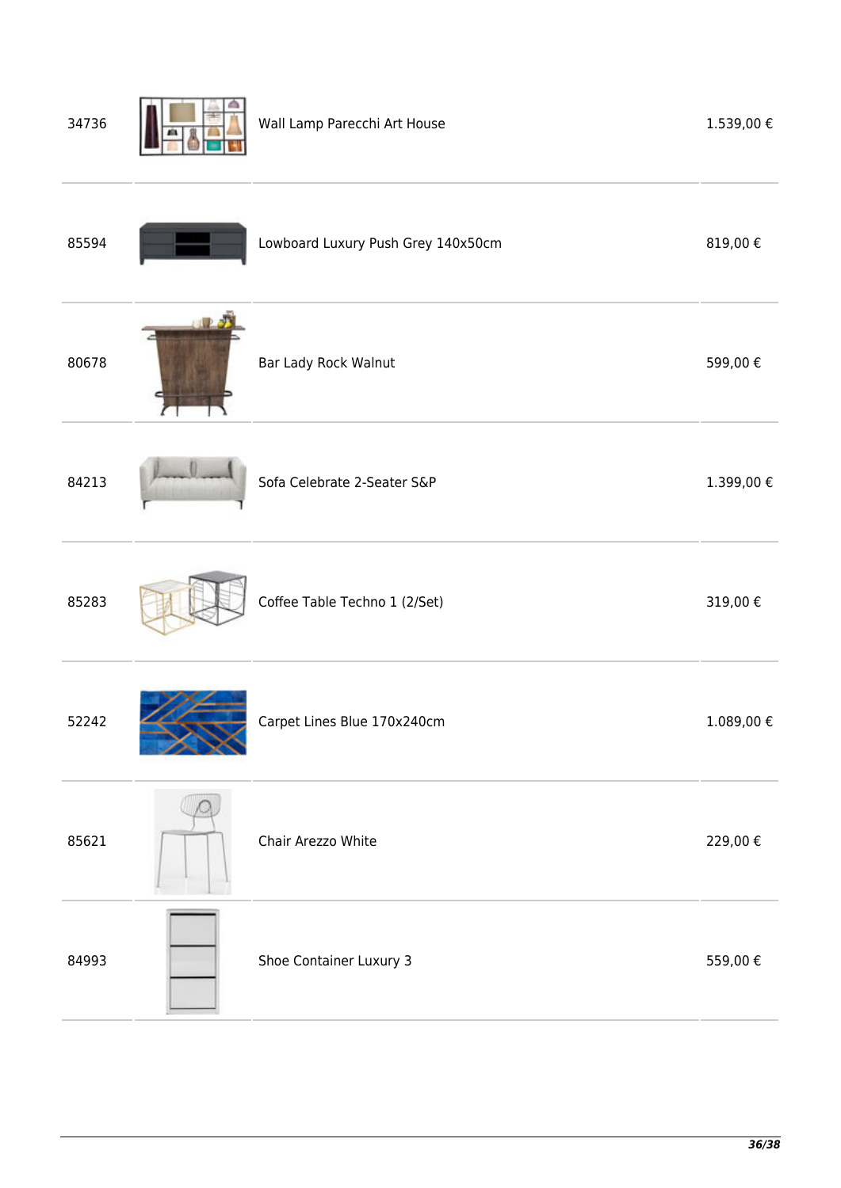| | | | |
|---|---|---|---|
| 34736 | | Wall Lamp Parecchi Art House | 1.539,00 € |
| 85594 | | Lowboard Luxury Push Grey 140x50cm | 819,00 € |
| 80678 | | Bar Lady Rock Walnut | 599,00 € |
| 84213 | | Sofa Celebrate 2-Seater S&P | 1.399,00 € |
| 85283 | | Coffee Table Techno 1 (2/Set) | 319,00 € |
| 52242 | | Carpet Lines Blue 170x240cm | 1.089,00 € |
| 85621 | | Chair Arezzo White | 229,00 € |
| 84993 | | Shoe Container Luxury 3 | 559,00 € |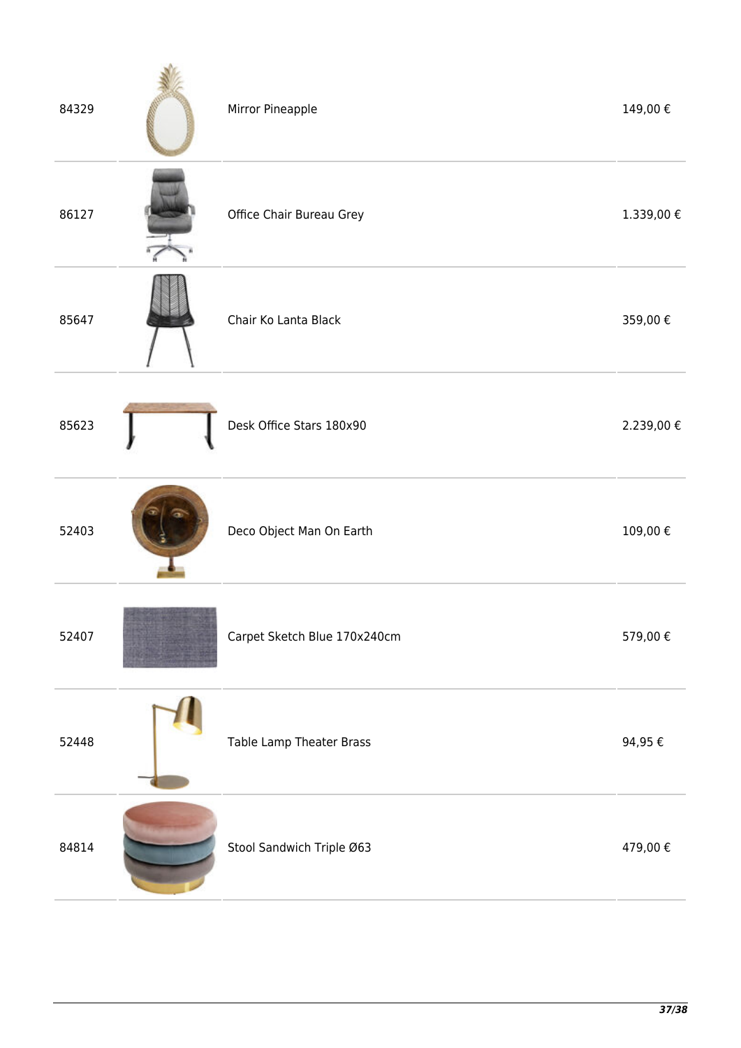| | | | |
|---|---|---|---|
| 84329 | | Mirror Pineapple | 149,00 € |
| 86127 | | Office Chair Bureau Grey | 1.339,00 € |
| 85647 | | Chair Ko Lanta Black | 359,00 € |
| 85623 | | Desk Office Stars 180x90 | 2.239,00 € |
| 52403 | | Deco Object Man On Earth | 109,00 € |
| 52407 | | Carpet Sketch Blue 170x240cm | 579,00 € |
| 52448 | | Table Lamp Theater Brass | 94,95 € |
| 84814 | | Stool Sandwich Triple Ø63 | 479,00 € |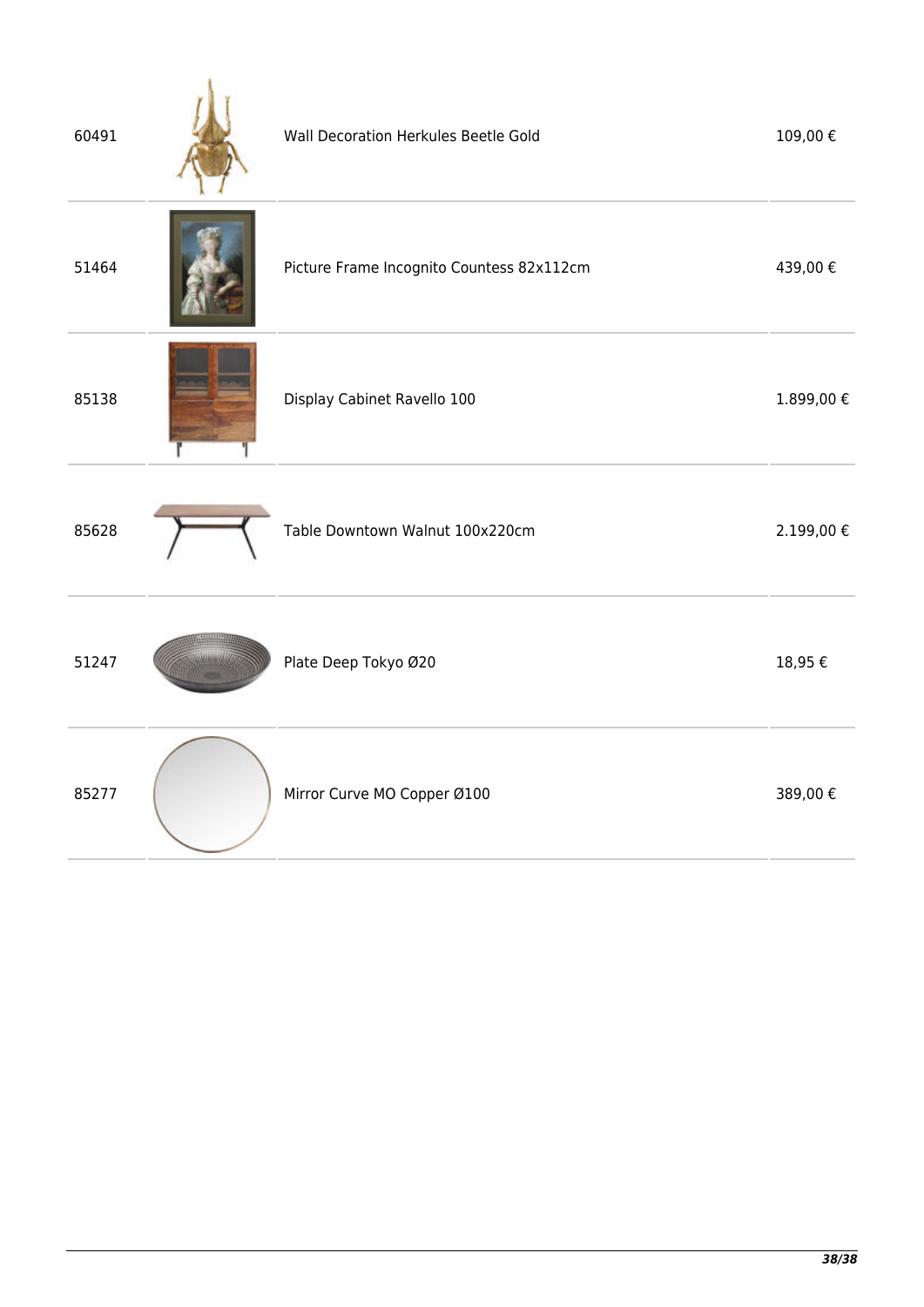| | | | |
|---|---|---|---|
| 60491 | | Wall Decoration Herkules Beetle Gold | 109,00 € |
| 51464 | | Picture Frame Incognito Countess 82x112cm | 439,00 € |
| 85138 | | Display Cabinet Ravello 100 | 1.899,00 € |
| 85628 | | Table Downtown Walnut 100x220cm | 2.199,00 € |
| 51247 | | Plate Deep Tokyo Ø20 | 18,95 € |
| 85277 | | Mirror Curve MO Copper Ø100 | 389,00 € |